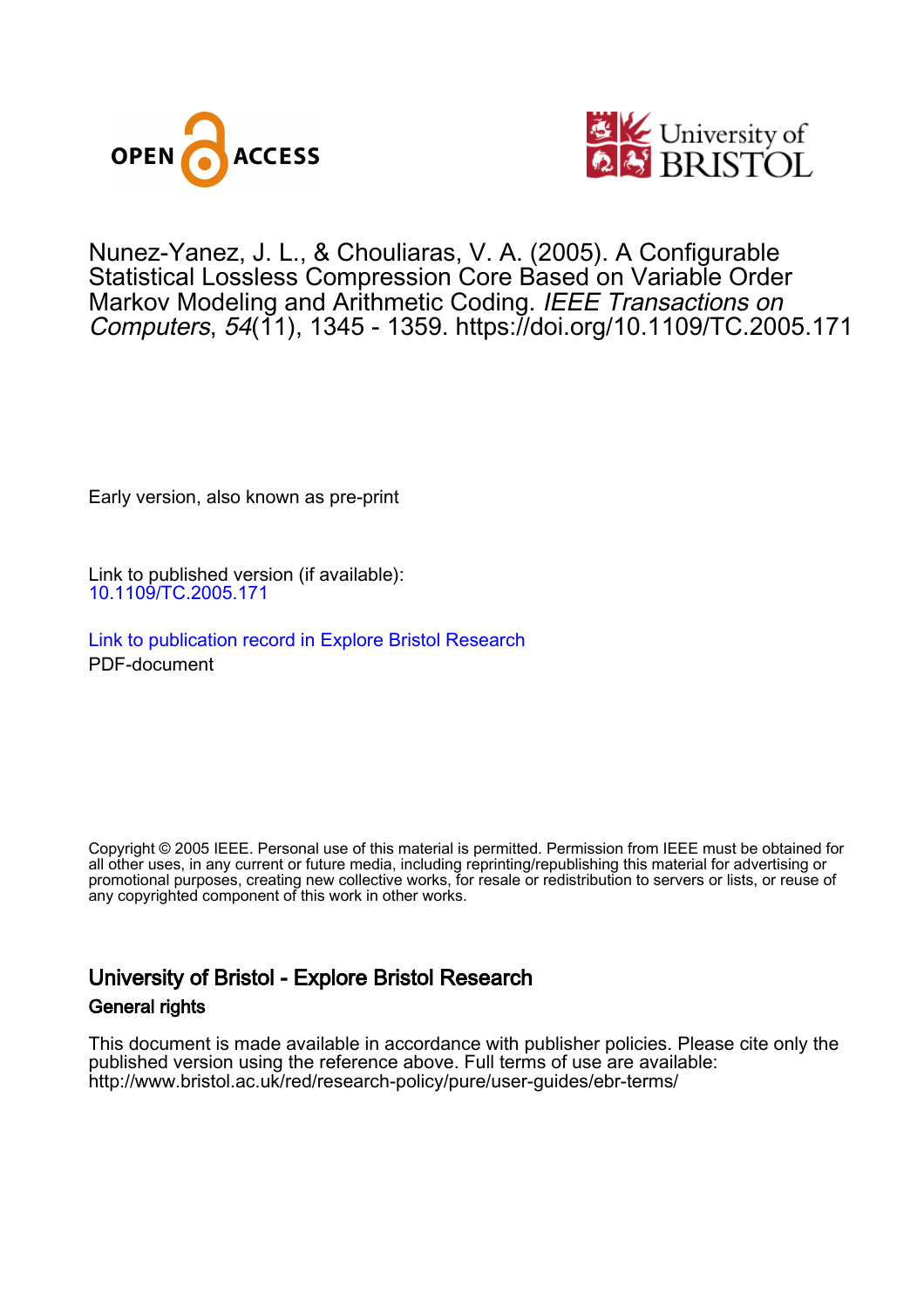Nunez-Yanez, J. L., & Chouliaras, V. A. (2005). A Configurable Statistical Lossless Compression Core Based on Variable Order Markov Modeling and Arithmetic Coding. *IEEE Transactions on Computers*, *54*(11), 1345 - 1359. https://doi.org/10.1109/TC.2005.171

Early version, also known as pre-print

Link to published version (if available):
10.1109/TC.2005.171

Link to publication record in Explore Bristol Research
PDF-document

Copyright © 2005 IEEE. Personal use of this material is permitted. Permission from IEEE must be obtained for all other uses, in any current or future media, including reprinting/republishing this material for advertising or promotional purposes, creating new collective works, for resale or redistribution to servers or lists, or reuse of any copyrighted component of this work in other works.

## University of Bristol - Explore Bristol Research

### General rights

This document is made available in accordance with publisher policies. Please cite only the published version using the reference above. Full terms of use are available: http://www.bristol.ac.uk/red/research-policy/pure/user-guides/ebr-terms/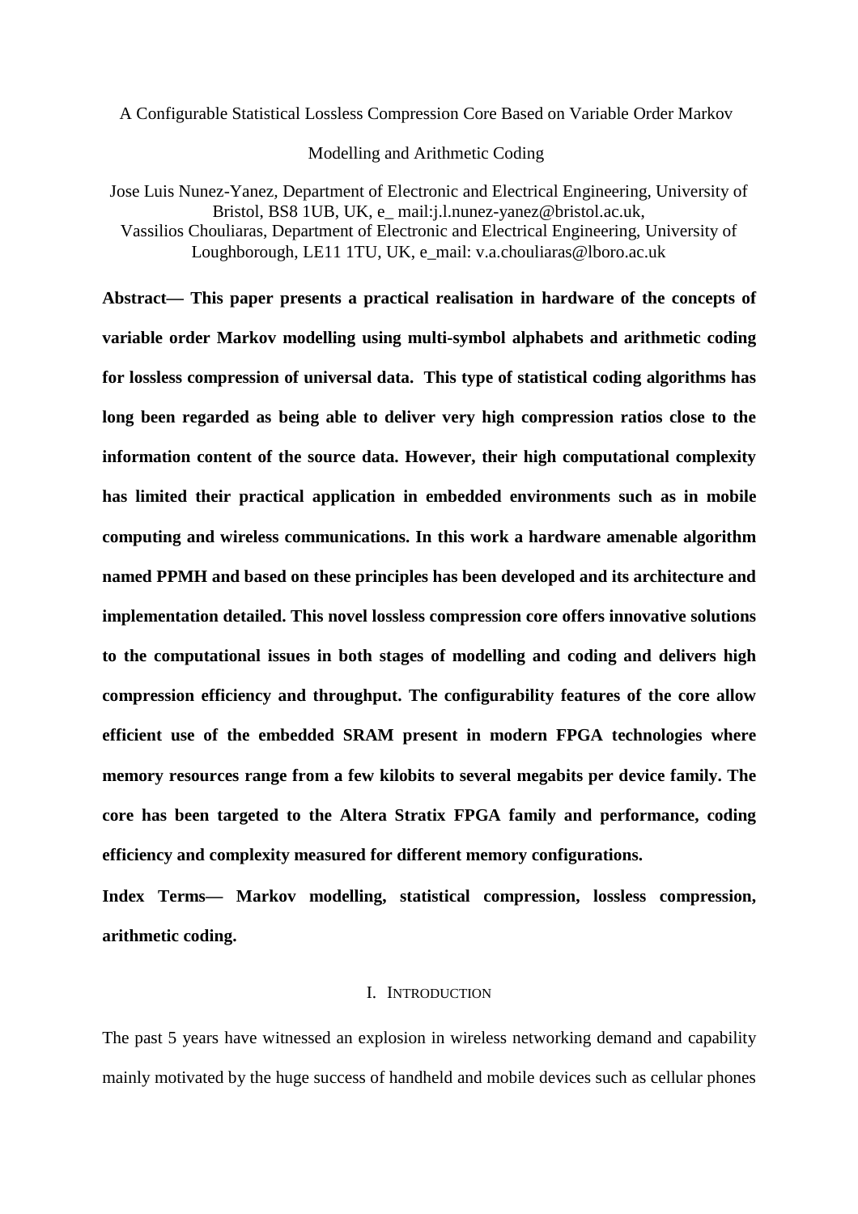# A Configurable Statistical Lossless Compression Core Based on Variable Order Markov Modelling and Arithmetic Coding

Jose Luis Nunez-Yanez, Department of Electronic and Electrical Engineering, University of Bristol, BS8 1UB, UK, e_ mail:j.l.nunez-yanez@bristol.ac.uk,
Vassilios Chouliaras, Department of Electronic and Electrical Engineering, University of Loughborough, LE11 1TU, UK, e_mail: v.a.chouliaras@lboro.ac.uk

**Abstract— This paper presents a practical realisation in hardware of the concepts of variable order Markov modelling using multi-symbol alphabets and arithmetic coding for lossless compression of universal data. This type of statistical coding algorithms has long been regarded as being able to deliver very high compression ratios close to the information content of the source data. However, their high computational complexity has limited their practical application in embedded environments such as in mobile computing and wireless communications. In this work a hardware amenable algorithm named PPMH and based on these principles has been developed and its architecture and implementation detailed. This novel lossless compression core offers innovative solutions to the computational issues in both stages of modelling and coding and delivers high compression efficiency and throughput. The configurability features of the core allow efficient use of the embedded SRAM present in modern FPGA technologies where memory resources range from a few kilobits to several megabits per device family. The core has been targeted to the Altera Stratix FPGA family and performance, coding efficiency and complexity measured for different memory configurations.**

**Index Terms— Markov modelling, statistical compression, lossless compression, arithmetic coding.**

## I. Introduction

The past 5 years have witnessed an explosion in wireless networking demand and capability mainly motivated by the huge success of handheld and mobile devices such as cellular phones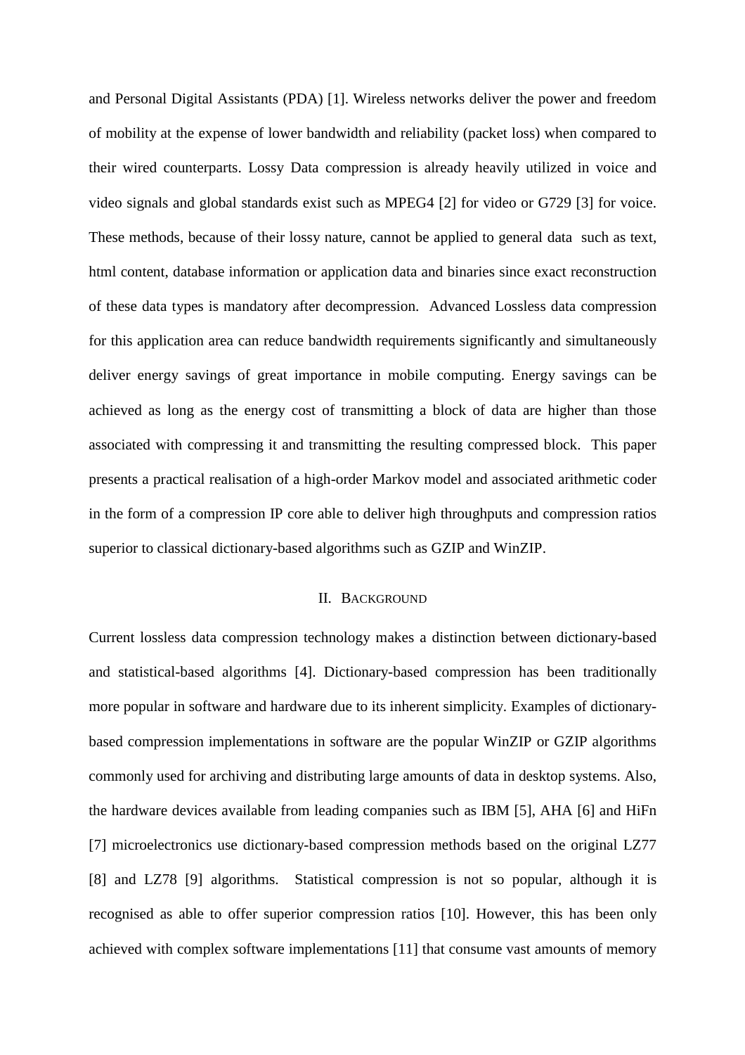and Personal Digital Assistants (PDA) [1]. Wireless networks deliver the power and freedom of mobility at the expense of lower bandwidth and reliability (packet loss) when compared to their wired counterparts. Lossy Data compression is already heavily utilized in voice and video signals and global standards exist such as MPEG4 [2] for video or G729 [3] for voice. These methods, because of their lossy nature, cannot be applied to general data such as text, html content, database information or application data and binaries since exact reconstruction of these data types is mandatory after decompression. Advanced Lossless data compression for this application area can reduce bandwidth requirements significantly and simultaneously deliver energy savings of great importance in mobile computing. Energy savings can be achieved as long as the energy cost of transmitting a block of data are higher than those associated with compressing it and transmitting the resulting compressed block. This paper presents a practical realisation of a high-order Markov model and associated arithmetic coder in the form of a compression IP core able to deliver high throughputs and compression ratios superior to classical dictionary-based algorithms such as GZIP and WinZIP.

## II. Background

Current lossless data compression technology makes a distinction between dictionary-based and statistical-based algorithms [4]. Dictionary-based compression has been traditionally more popular in software and hardware due to its inherent simplicity. Examples of dictionary-based compression implementations in software are the popular WinZIP or GZIP algorithms commonly used for archiving and distributing large amounts of data in desktop systems. Also, the hardware devices available from leading companies such as IBM [5], AHA [6] and HiFn [7] microelectronics use dictionary-based compression methods based on the original LZ77 [8] and LZ78 [9] algorithms. Statistical compression is not so popular, although it is recognised as able to offer superior compression ratios [10]. However, this has been only achieved with complex software implementations [11] that consume vast amounts of memory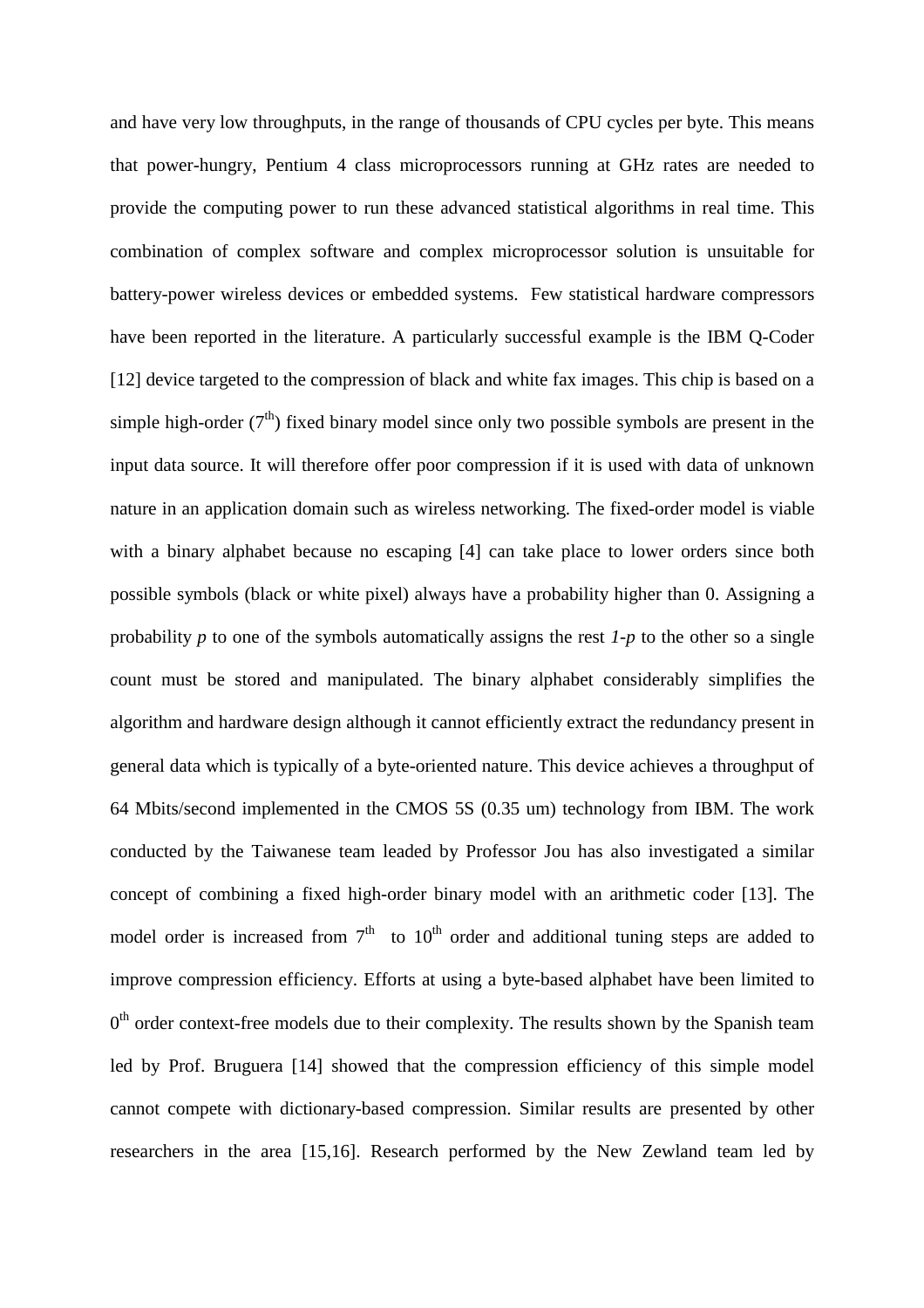and have very low throughputs, in the range of thousands of CPU cycles per byte. This means that power-hungry, Pentium 4 class microprocessors running at GHz rates are needed to provide the computing power to run these advanced statistical algorithms in real time. This combination of complex software and complex microprocessor solution is unsuitable for battery-power wireless devices or embedded systems. Few statistical hardware compressors have been reported in the literature. A particularly successful example is the IBM Q-Coder [12] device targeted to the compression of black and white fax images. This chip is based on a simple high-order ($7^{th}$) fixed binary model since only two possible symbols are present in the input data source. It will therefore offer poor compression if it is used with data of unknown nature in an application domain such as wireless networking. The fixed-order model is viable with a binary alphabet because no escaping [4] can take place to lower orders since both possible symbols (black or white pixel) always have a probability higher than 0. Assigning a probability *p* to one of the symbols automatically assigns the rest *1-p* to the other so a single count must be stored and manipulated. The binary alphabet considerably simplifies the algorithm and hardware design although it cannot efficiently extract the redundancy present in general data which is typically of a byte-oriented nature. This device achieves a throughput of 64 Mbits/second implemented in the CMOS 5S (0.35 um) technology from IBM. The work conducted by the Taiwanese team leaded by Professor Jou has also investigated a similar concept of combining a fixed high-order binary model with an arithmetic coder [13]. The model order is increased from $7^{th}$ to $10^{th}$ order and additional tuning steps are added to improve compression efficiency. Efforts at using a byte-based alphabet have been limited to $0^{th}$ order context-free models due to their complexity. The results shown by the Spanish team led by Prof. Bruguera [14] showed that the compression efficiency of this simple model cannot compete with dictionary-based compression. Similar results are presented by other researchers in the area [15,16]. Research performed by the New Zewland team led by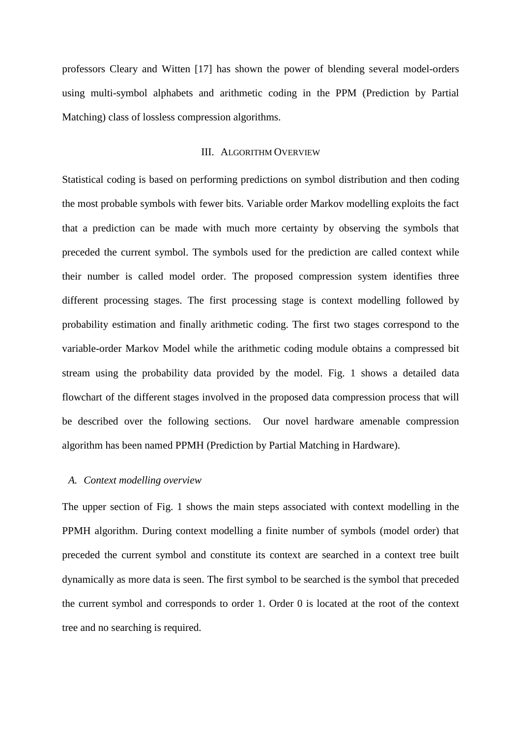professors Cleary and Witten [17] has shown the power of blending several model-orders using multi-symbol alphabets and arithmetic coding in the PPM (Prediction by Partial Matching) class of lossless compression algorithms.

## III. Algorithm Overview

Statistical coding is based on performing predictions on symbol distribution and then coding the most probable symbols with fewer bits. Variable order Markov modelling exploits the fact that a prediction can be made with much more certainty by observing the symbols that preceded the current symbol. The symbols used for the prediction are called context while their number is called model order. The proposed compression system identifies three different processing stages. The first processing stage is context modelling followed by probability estimation and finally arithmetic coding. The first two stages correspond to the variable-order Markov Model while the arithmetic coding module obtains a compressed bit stream using the probability data provided by the model. Fig. 1 shows a detailed data flowchart of the different stages involved in the proposed data compression process that will be described over the following sections. Our novel hardware amenable compression algorithm has been named PPMH (Prediction by Partial Matching in Hardware).

### *A. Context modelling overview*

The upper section of Fig. 1 shows the main steps associated with context modelling in the PPMH algorithm. During context modelling a finite number of symbols (model order) that preceded the current symbol and constitute its context are searched in a context tree built dynamically as more data is seen. The first symbol to be searched is the symbol that preceded the current symbol and corresponds to order 1. Order 0 is located at the root of the context tree and no searching is required.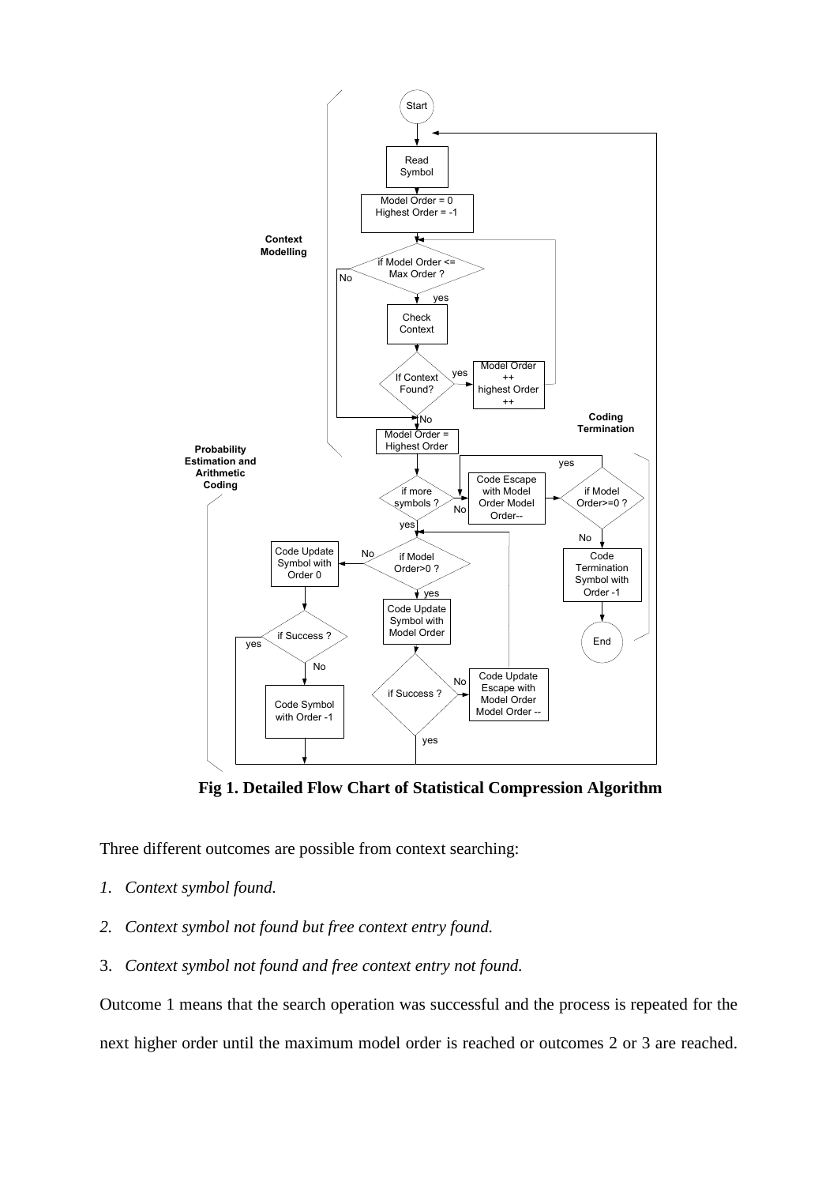**Fig 1. Detailed Flow Chart of Statistical Compression Algorithm**

Three different outcomes are possible from context searching:

1. *Context symbol found.*
2. *Context symbol not found but free context entry found.*
3. *Context symbol not found and free context entry not found.*

Outcome 1 means that the search operation was successful and the process is repeated for the next higher order until the maximum model order is reached or outcomes 2 or 3 are reached.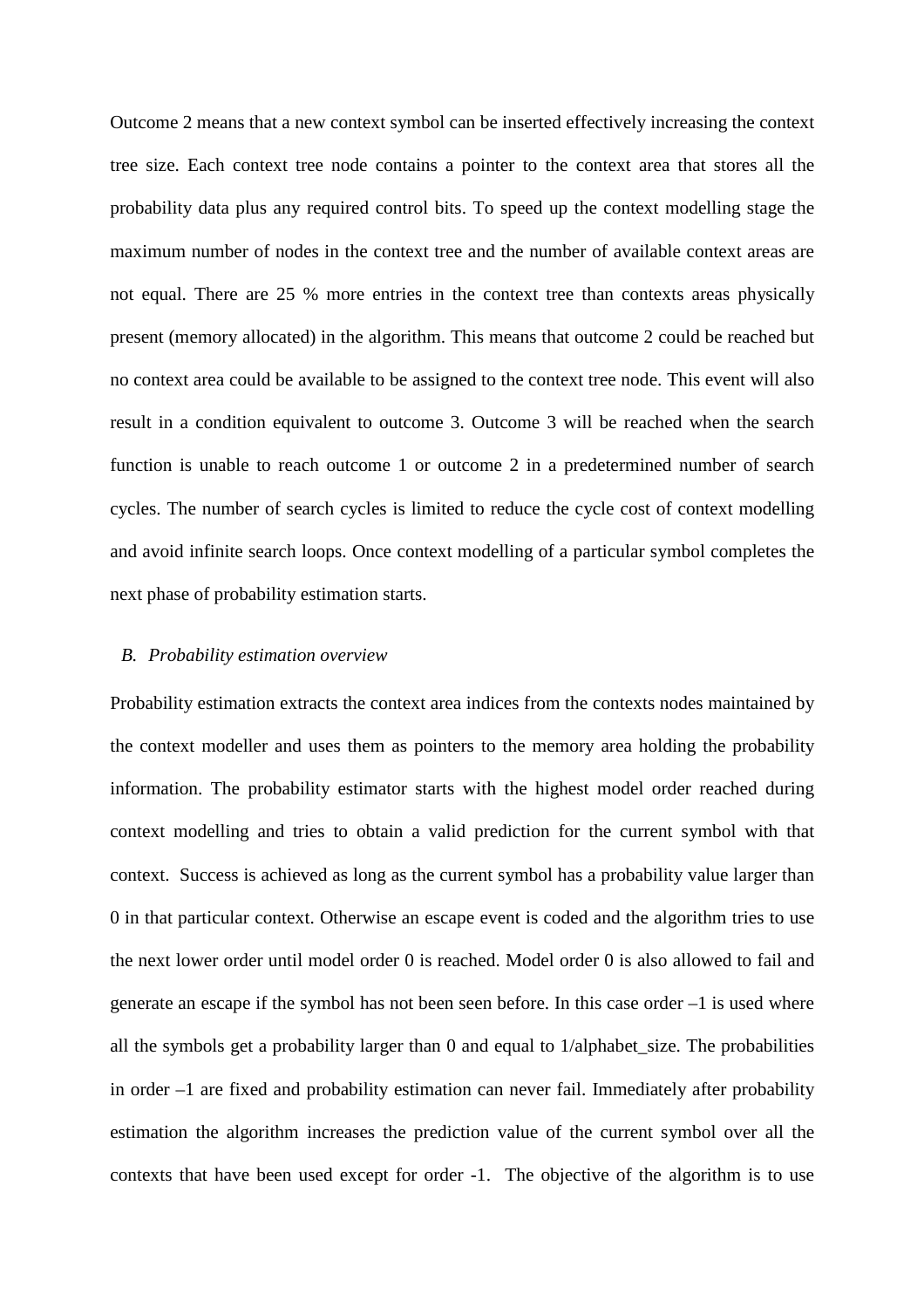Outcome 2 means that a new context symbol can be inserted effectively increasing the context tree size. Each context tree node contains a pointer to the context area that stores all the probability data plus any required control bits. To speed up the context modelling stage the maximum number of nodes in the context tree and the number of available context areas are not equal. There are 25 % more entries in the context tree than contexts areas physically present (memory allocated) in the algorithm. This means that outcome 2 could be reached but no context area could be available to be assigned to the context tree node. This event will also result in a condition equivalent to outcome 3. Outcome 3 will be reached when the search function is unable to reach outcome 1 or outcome 2 in a predetermined number of search cycles. The number of search cycles is limited to reduce the cycle cost of context modelling and avoid infinite search loops. Once context modelling of a particular symbol completes the next phase of probability estimation starts.

### *B. Probability estimation overview*

Probability estimation extracts the context area indices from the contexts nodes maintained by the context modeller and uses them as pointers to the memory area holding the probability information. The probability estimator starts with the highest model order reached during context modelling and tries to obtain a valid prediction for the current symbol with that context. Success is achieved as long as the current symbol has a probability value larger than 0 in that particular context. Otherwise an escape event is coded and the algorithm tries to use the next lower order until model order 0 is reached. Model order 0 is also allowed to fail and generate an escape if the symbol has not been seen before. In this case order –1 is used where all the symbols get a probability larger than 0 and equal to 1/alphabet_size. The probabilities in order –1 are fixed and probability estimation can never fail. Immediately after probability estimation the algorithm increases the prediction value of the current symbol over all the contexts that have been used except for order -1. The objective of the algorithm is to use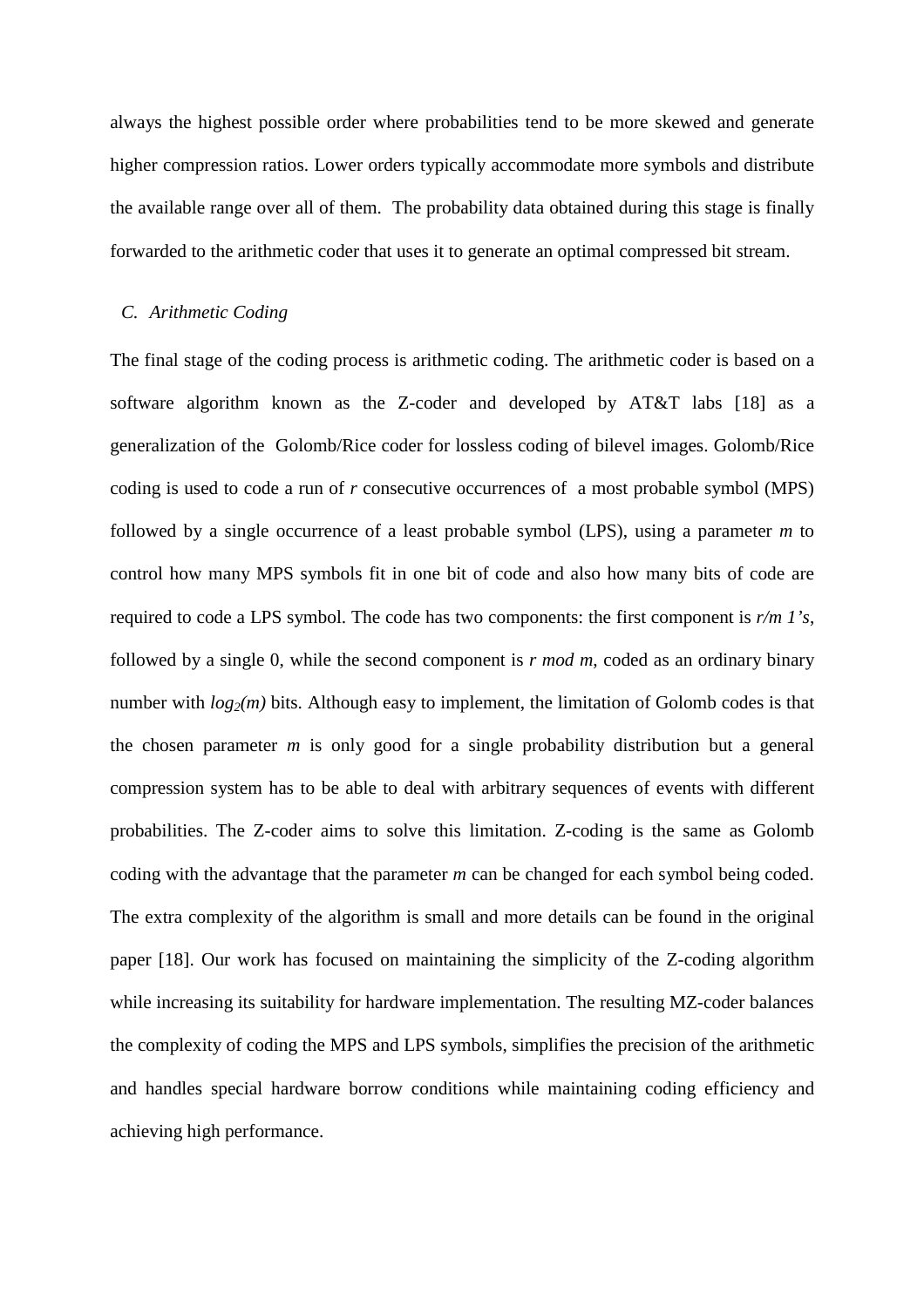always the highest possible order where probabilities tend to be more skewed and generate higher compression ratios. Lower orders typically accommodate more symbols and distribute the available range over all of them. The probability data obtained during this stage is finally forwarded to the arithmetic coder that uses it to generate an optimal compressed bit stream.

### C. Arithmetic Coding

The final stage of the coding process is arithmetic coding. The arithmetic coder is based on a software algorithm known as the Z-coder and developed by AT&T labs [18] as a generalization of the Golomb/Rice coder for lossless coding of bilevel images. Golomb/Rice coding is used to code a run of $r$ consecutive occurrences of a most probable symbol (MPS) followed by a single occurrence of a least probable symbol (LPS), using a parameter $m$ to control how many MPS symbols fit in one bit of code and also how many bits of code are required to code a LPS symbol. The code has two components: the first component is $r/m$ *1's*, followed by a single 0, while the second component is $r \bmod m$, coded as an ordinary binary number with $\log_2(m)$ bits. Although easy to implement, the limitation of Golomb codes is that the chosen parameter $m$ is only good for a single probability distribution but a general compression system has to be able to deal with arbitrary sequences of events with different probabilities. The Z-coder aims to solve this limitation. Z-coding is the same as Golomb coding with the advantage that the parameter $m$ can be changed for each symbol being coded. The extra complexity of the algorithm is small and more details can be found in the original paper [18]. Our work has focused on maintaining the simplicity of the Z-coding algorithm while increasing its suitability for hardware implementation. The resulting MZ-coder balances the complexity of coding the MPS and LPS symbols, simplifies the precision of the arithmetic and handles special hardware borrow conditions while maintaining coding efficiency and achieving high performance.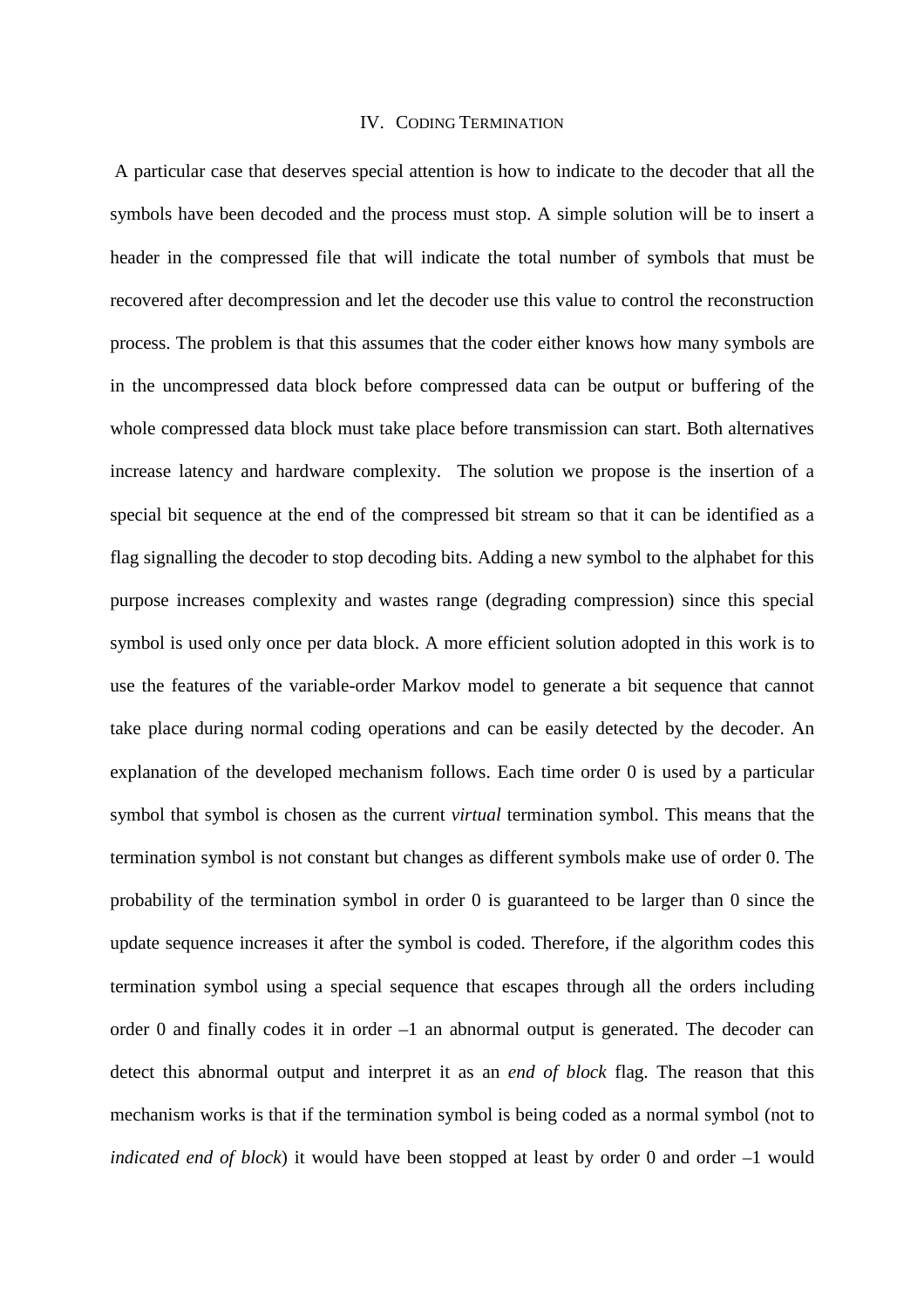## IV. Coding Termination

A particular case that deserves special attention is how to indicate to the decoder that all the symbols have been decoded and the process must stop. A simple solution will be to insert a header in the compressed file that will indicate the total number of symbols that must be recovered after decompression and let the decoder use this value to control the reconstruction process. The problem is that this assumes that the coder either knows how many symbols are in the uncompressed data block before compressed data can be output or buffering of the whole compressed data block must take place before transmission can start. Both alternatives increase latency and hardware complexity. The solution we propose is the insertion of a special bit sequence at the end of the compressed bit stream so that it can be identified as a flag signalling the decoder to stop decoding bits. Adding a new symbol to the alphabet for this purpose increases complexity and wastes range (degrading compression) since this special symbol is used only once per data block. A more efficient solution adopted in this work is to use the features of the variable-order Markov model to generate a bit sequence that cannot take place during normal coding operations and can be easily detected by the decoder. An explanation of the developed mechanism follows. Each time order 0 is used by a particular symbol that symbol is chosen as the current *virtual* termination symbol. This means that the termination symbol is not constant but changes as different symbols make use of order 0. The probability of the termination symbol in order 0 is guaranteed to be larger than 0 since the update sequence increases it after the symbol is coded. Therefore, if the algorithm codes this termination symbol using a special sequence that escapes through all the orders including order 0 and finally codes it in order –1 an abnormal output is generated. The decoder can detect this abnormal output and interpret it as an *end of block* flag. The reason that this mechanism works is that if the termination symbol is being coded as a normal symbol (not to *indicated end of block*) it would have been stopped at least by order 0 and order –1 would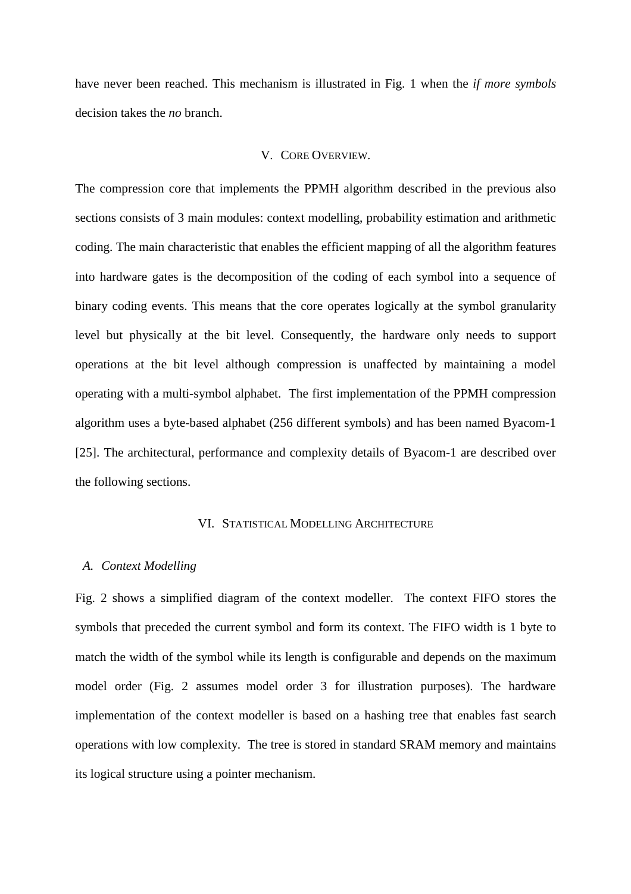have never been reached. This mechanism is illustrated in Fig. 1 when the *if more symbols* decision takes the *no* branch.

## V. Core Overview.

The compression core that implements the PPMH algorithm described in the previous also sections consists of 3 main modules: context modelling, probability estimation and arithmetic coding. The main characteristic that enables the efficient mapping of all the algorithm features into hardware gates is the decomposition of the coding of each symbol into a sequence of binary coding events. This means that the core operates logically at the symbol granularity level but physically at the bit level. Consequently, the hardware only needs to support operations at the bit level although compression is unaffected by maintaining a model operating with a multi-symbol alphabet. The first implementation of the PPMH compression algorithm uses a byte-based alphabet (256 different symbols) and has been named Byacom-1 [25]. The architectural, performance and complexity details of Byacom-1 are described over the following sections.

## VI. Statistical Modelling Architecture

### A. Context Modelling

Fig. 2 shows a simplified diagram of the context modeller. The context FIFO stores the symbols that preceded the current symbol and form its context. The FIFO width is 1 byte to match the width of the symbol while its length is configurable and depends on the maximum model order (Fig. 2 assumes model order 3 for illustration purposes). The hardware implementation of the context modeller is based on a hashing tree that enables fast search operations with low complexity. The tree is stored in standard SRAM memory and maintains its logical structure using a pointer mechanism.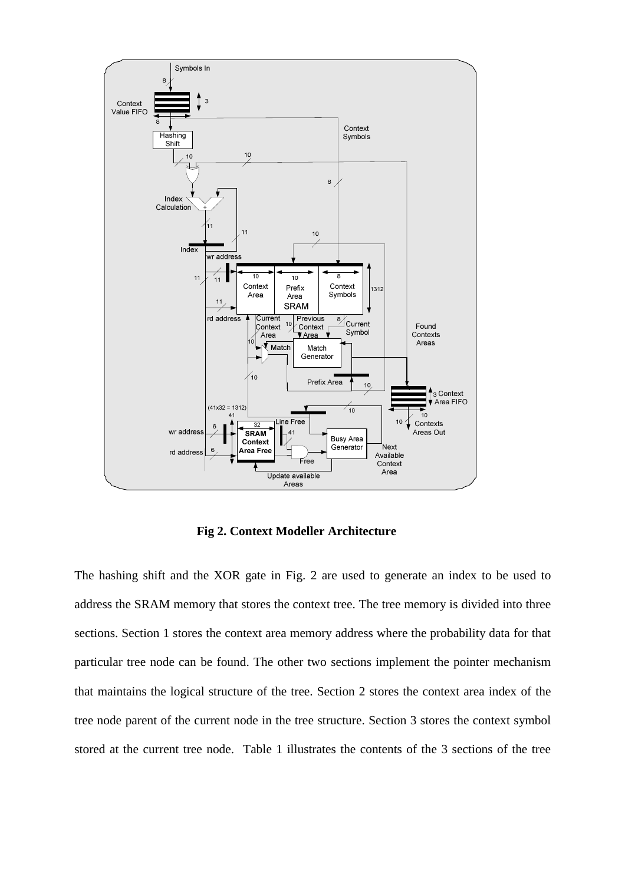**Fig 2. Context Modeller Architecture**

The hashing shift and the XOR gate in Fig. 2 are used to generate an index to be used to address the SRAM memory that stores the context tree. The tree memory is divided into three sections. Section 1 stores the context area memory address where the probability data for that particular tree node can be found. The other two sections implement the pointer mechanism that maintains the logical structure of the tree. Section 2 stores the context area index of the tree node parent of the current node in the tree structure. Section 3 stores the context symbol stored at the current tree node. Table 1 illustrates the contents of the 3 sections of the tree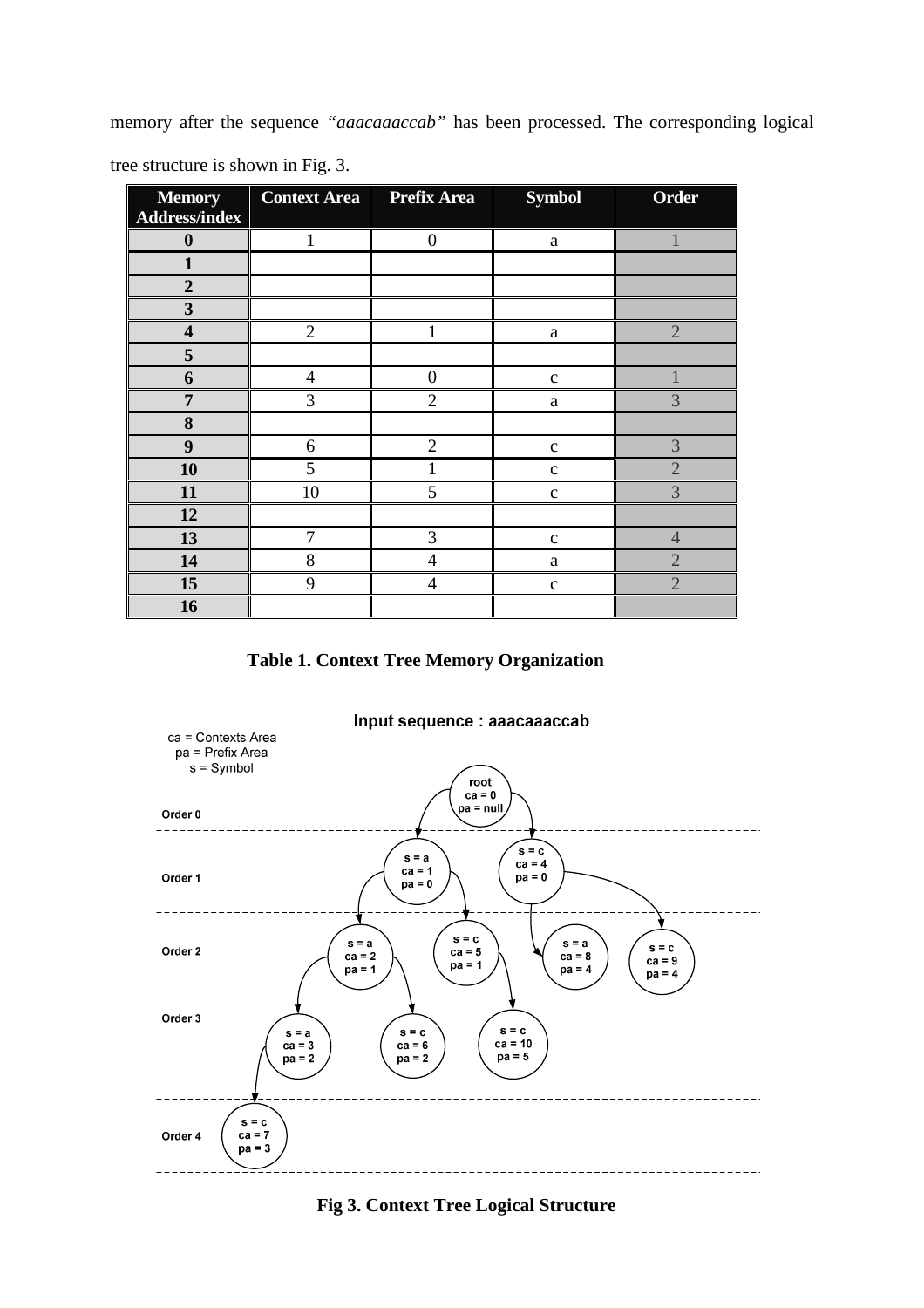memory after the sequence *"aaacaaaccab"* has been processed. The corresponding logical tree structure is shown in Fig. 3.

| Memory Address/index | Context Area | Prefix Area | Symbol | Order |
|---|---|---|---|---|
| **0** | 1 | 0 | a | 1 |
| **1** | | | | |
| **2** | | | | |
| **3** | | | | |
| **4** | 2 | 1 | a | 2 |
| **5** | | | | |
| **6** | 4 | 0 | c | 1 |
| **7** | 3 | 2 | a | 3 |
| **8** | | | | |
| **9** | 6 | 2 | c | 3 |
| **10** | 5 | 1 | c | 2 |
| **11** | 10 | 5 | c | 3 |
| **12** | | | | |
| **13** | 7 | 3 | c | 4 |
| **14** | 8 | 4 | a | 2 |
| **15** | 9 | 4 | c | 2 |
| **16** | | | | |

**Table 1. Context Tree Memory Organization**

**Fig 3. Context Tree Logical Structure**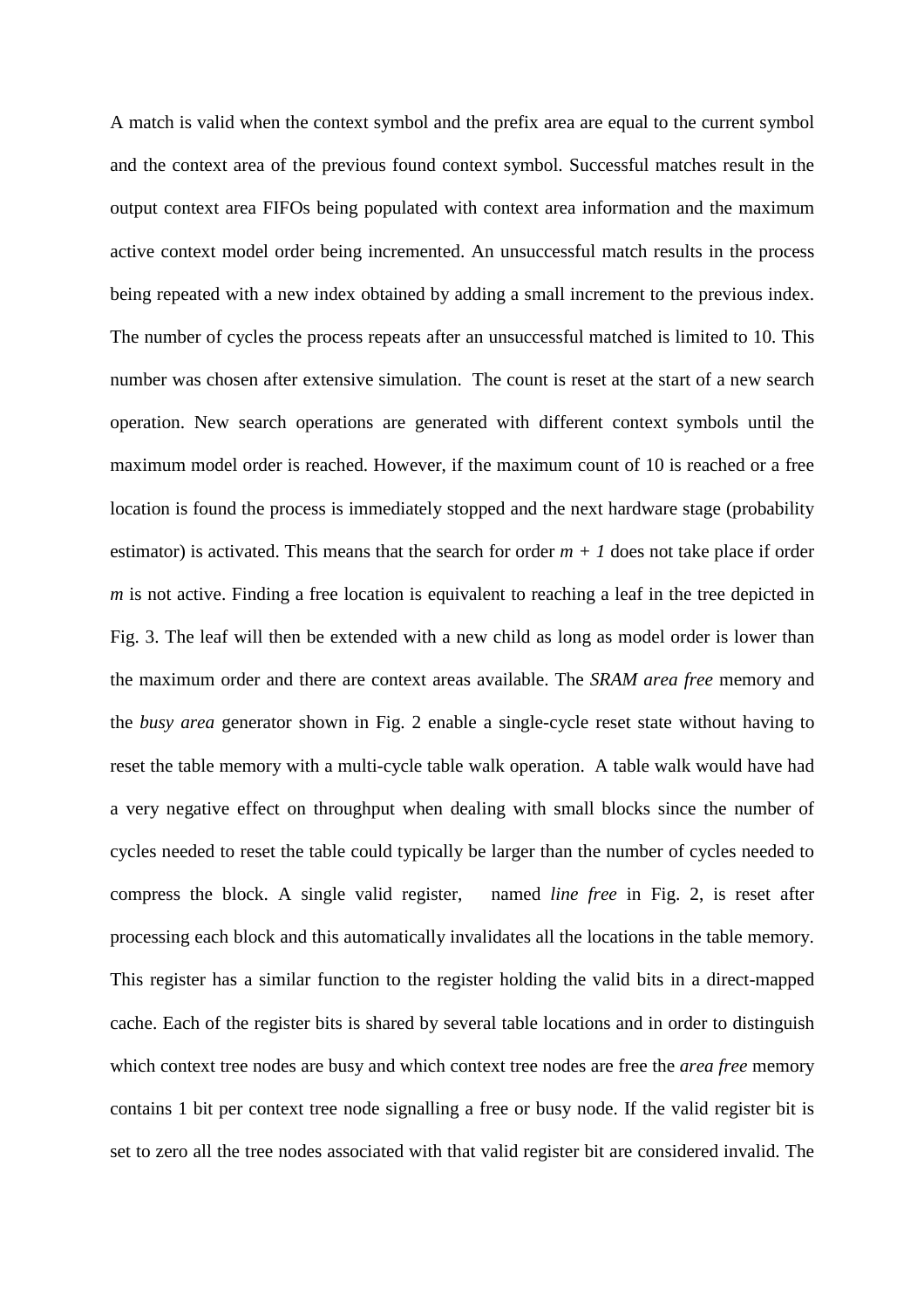A match is valid when the context symbol and the prefix area are equal to the current symbol and the context area of the previous found context symbol. Successful matches result in the output context area FIFOs being populated with context area information and the maximum active context model order being incremented. An unsuccessful match results in the process being repeated with a new index obtained by adding a small increment to the previous index. The number of cycles the process repeats after an unsuccessful matched is limited to 10. This number was chosen after extensive simulation. The count is reset at the start of a new search operation. New search operations are generated with different context symbols until the maximum model order is reached. However, if the maximum count of 10 is reached or a free location is found the process is immediately stopped and the next hardware stage (probability estimator) is activated. This means that the search for order $m + 1$ does not take place if order $m$ is not active. Finding a free location is equivalent to reaching a leaf in the tree depicted in Fig. 3. The leaf will then be extended with a new child as long as model order is lower than the maximum order and there are context areas available. The *SRAM area free* memory and the *busy area* generator shown in Fig. 2 enable a single-cycle reset state without having to reset the table memory with a multi-cycle table walk operation. A table walk would have had a very negative effect on throughput when dealing with small blocks since the number of cycles needed to reset the table could typically be larger than the number of cycles needed to compress the block. A single valid register, named *line free* in Fig. 2, is reset after processing each block and this automatically invalidates all the locations in the table memory. This register has a similar function to the register holding the valid bits in a direct-mapped cache. Each of the register bits is shared by several table locations and in order to distinguish which context tree nodes are busy and which context tree nodes are free the *area free* memory contains 1 bit per context tree node signalling a free or busy node. If the valid register bit is set to zero all the tree nodes associated with that valid register bit are considered invalid. The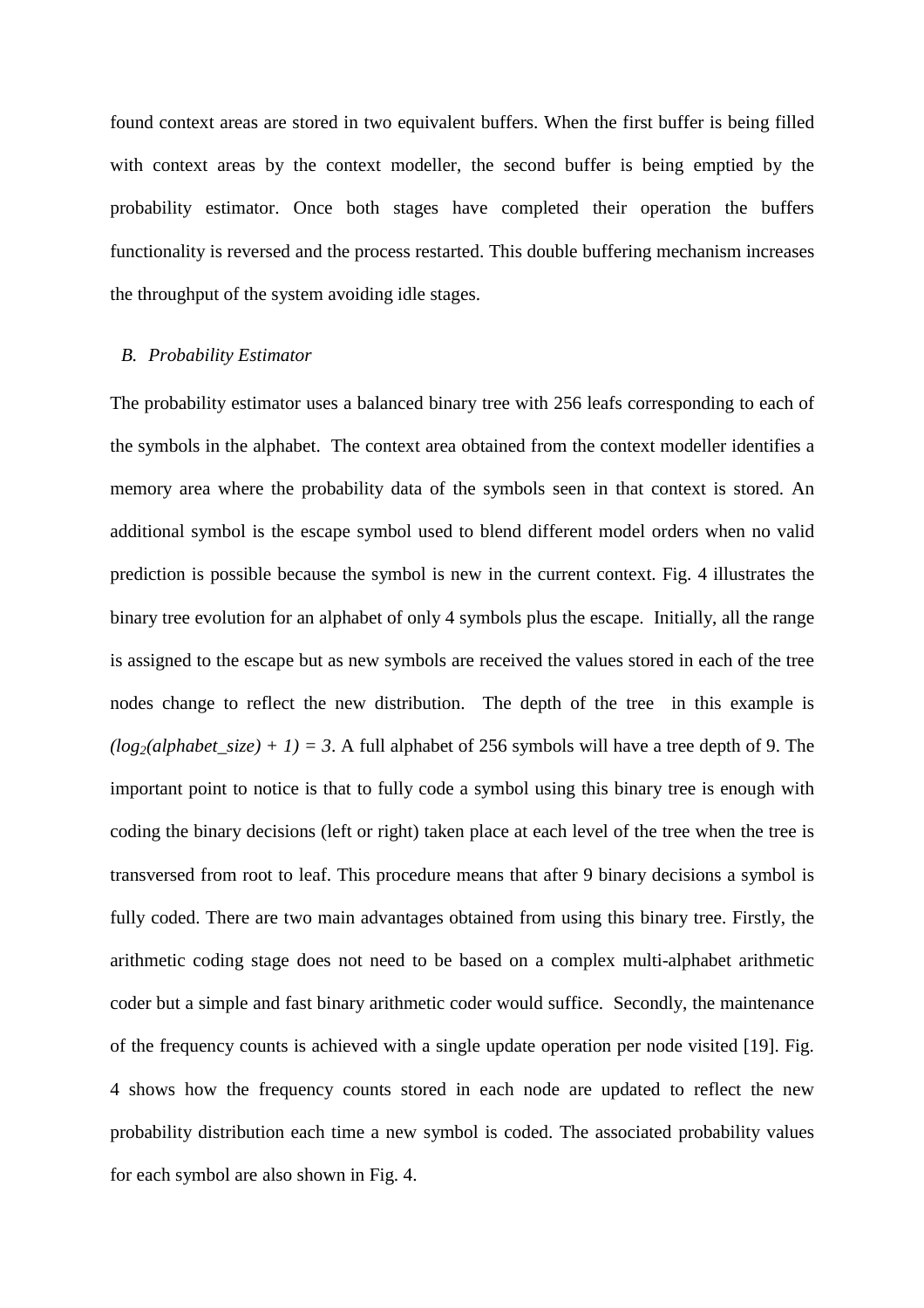found context areas are stored in two equivalent buffers. When the first buffer is being filled with context areas by the context modeller, the second buffer is being emptied by the probability estimator. Once both stages have completed their operation the buffers functionality is reversed and the process restarted. This double buffering mechanism increases the throughput of the system avoiding idle stages.

### *B. Probability Estimator*

The probability estimator uses a balanced binary tree with 256 leafs corresponding to each of the symbols in the alphabet. The context area obtained from the context modeller identifies a memory area where the probability data of the symbols seen in that context is stored. An additional symbol is the escape symbol used to blend different model orders when no valid prediction is possible because the symbol is new in the current context. Fig. 4 illustrates the binary tree evolution for an alphabet of only 4 symbols plus the escape. Initially, all the range is assigned to the escape but as new symbols are received the values stored in each of the tree nodes change to reflect the new distribution. The depth of the tree in this example is $(log_2(alphabet\_size) + 1) = 3$. A full alphabet of 256 symbols will have a tree depth of 9. The important point to notice is that to fully code a symbol using this binary tree is enough with coding the binary decisions (left or right) taken place at each level of the tree when the tree is transversed from root to leaf. This procedure means that after 9 binary decisions a symbol is fully coded. There are two main advantages obtained from using this binary tree. Firstly, the arithmetic coding stage does not need to be based on a complex multi-alphabet arithmetic coder but a simple and fast binary arithmetic coder would suffice. Secondly, the maintenance of the frequency counts is achieved with a single update operation per node visited [19]. Fig. 4 shows how the frequency counts stored in each node are updated to reflect the new probability distribution each time a new symbol is coded. The associated probability values for each symbol are also shown in Fig. 4.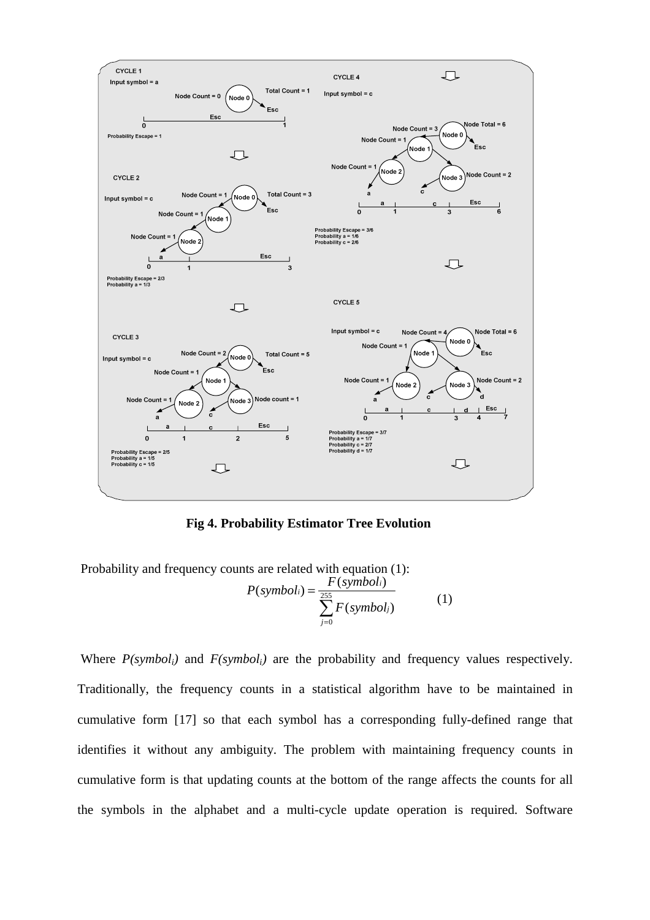**Fig 4. Probability Estimator Tree Evolution**

Probability and frequency counts are related with equation (1):

$$P(symbol_i) = \frac{F(symbol_i)}{\sum_{j=0}^{255} F(symbol_j)} \qquad (1)$$

Where $P(symbol_i)$ and $F(symbol_i)$ are the probability and frequency values respectively. Traditionally, the frequency counts in a statistical algorithm have to be maintained in cumulative form [17] so that each symbol has a corresponding fully-defined range that identifies it without any ambiguity. The problem with maintaining frequency counts in cumulative form is that updating counts at the bottom of the range affects the counts for all the symbols in the alphabet and a multi-cycle update operation is required. Software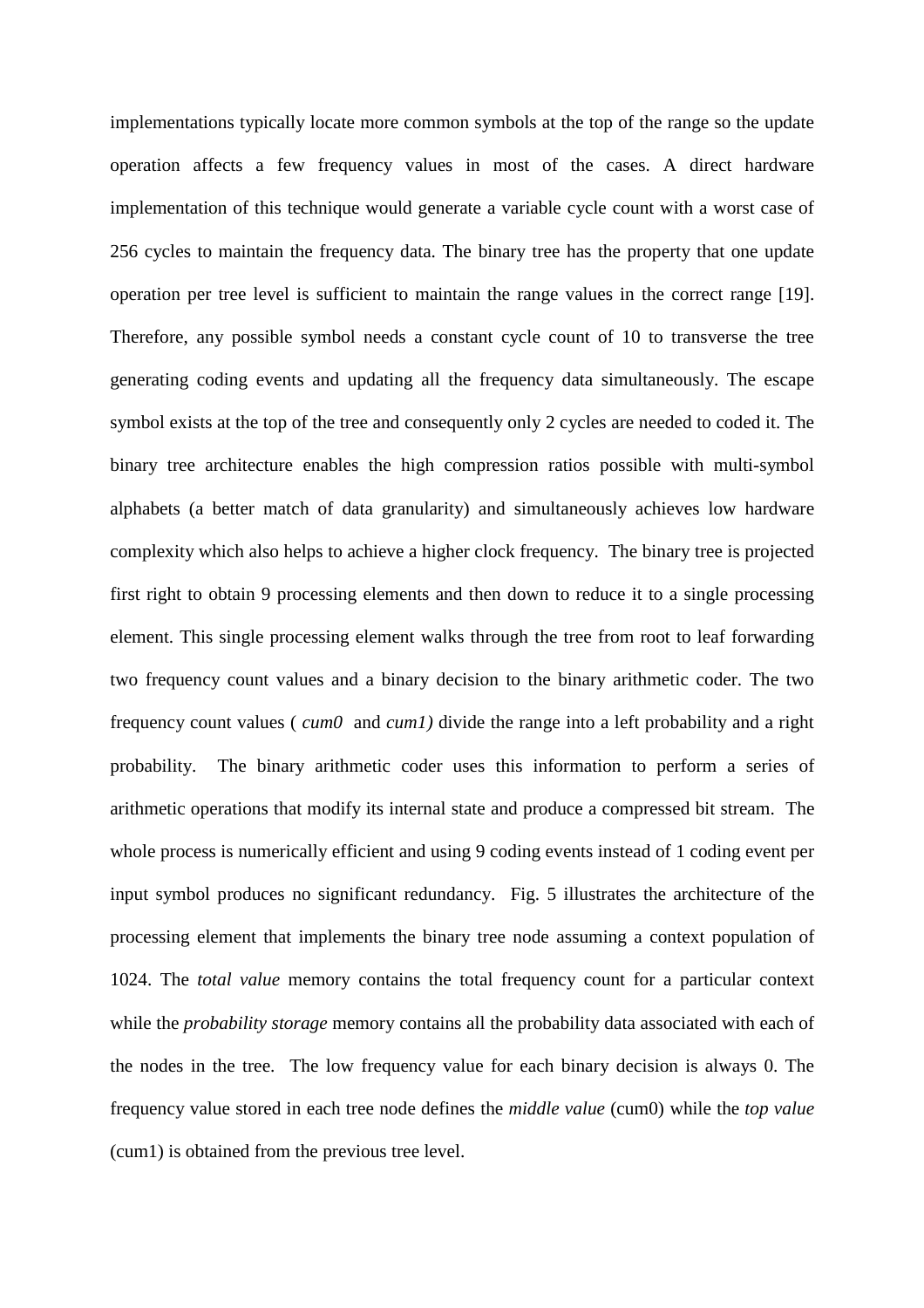implementations typically locate more common symbols at the top of the range so the update operation affects a few frequency values in most of the cases. A direct hardware implementation of this technique would generate a variable cycle count with a worst case of 256 cycles to maintain the frequency data. The binary tree has the property that one update operation per tree level is sufficient to maintain the range values in the correct range [19]. Therefore, any possible symbol needs a constant cycle count of 10 to transverse the tree generating coding events and updating all the frequency data simultaneously. The escape symbol exists at the top of the tree and consequently only 2 cycles are needed to coded it. The binary tree architecture enables the high compression ratios possible with multi-symbol alphabets (a better match of data granularity) and simultaneously achieves low hardware complexity which also helps to achieve a higher clock frequency. The binary tree is projected first right to obtain 9 processing elements and then down to reduce it to a single processing element. This single processing element walks through the tree from root to leaf forwarding two frequency count values and a binary decision to the binary arithmetic coder. The two frequency count values ( *cum0* and *cum1)* divide the range into a left probability and a right probability. The binary arithmetic coder uses this information to perform a series of arithmetic operations that modify its internal state and produce a compressed bit stream. The whole process is numerically efficient and using 9 coding events instead of 1 coding event per input symbol produces no significant redundancy. Fig. 5 illustrates the architecture of the processing element that implements the binary tree node assuming a context population of 1024. The *total value* memory contains the total frequency count for a particular context while the *probability storage* memory contains all the probability data associated with each of the nodes in the tree. The low frequency value for each binary decision is always 0. The frequency value stored in each tree node defines the *middle value* (cum0) while the *top value* (cum1) is obtained from the previous tree level.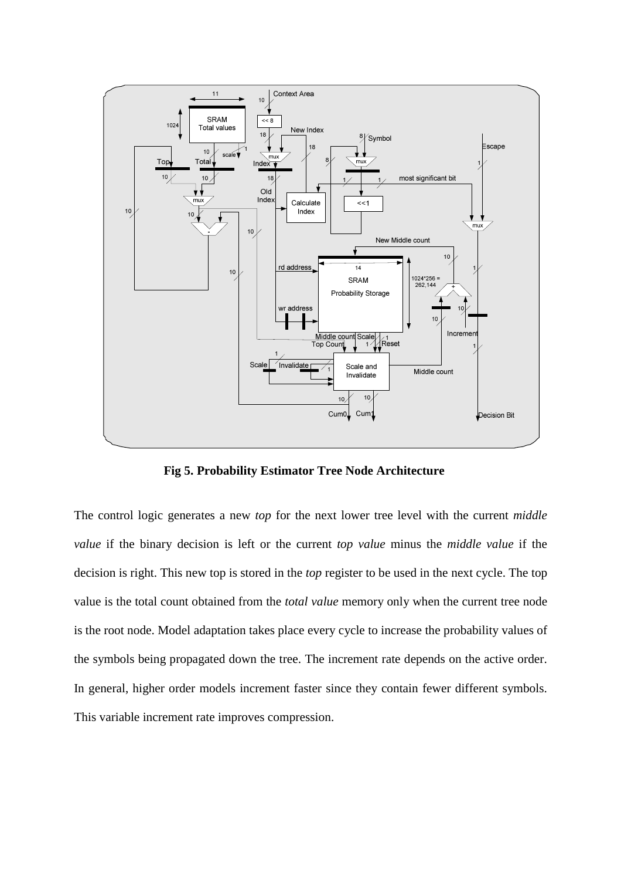**Fig 5. Probability Estimator Tree Node Architecture**

The control logic generates a new *top* for the next lower tree level with the current *middle value* if the binary decision is left or the current *top value* minus the *middle value* if the decision is right. This new top is stored in the *top* register to be used in the next cycle. The top value is the total count obtained from the *total value* memory only when the current tree node is the root node. Model adaptation takes place every cycle to increase the probability values of the symbols being propagated down the tree. The increment rate depends on the active order. In general, higher order models increment faster since they contain fewer different symbols. This variable increment rate improves compression.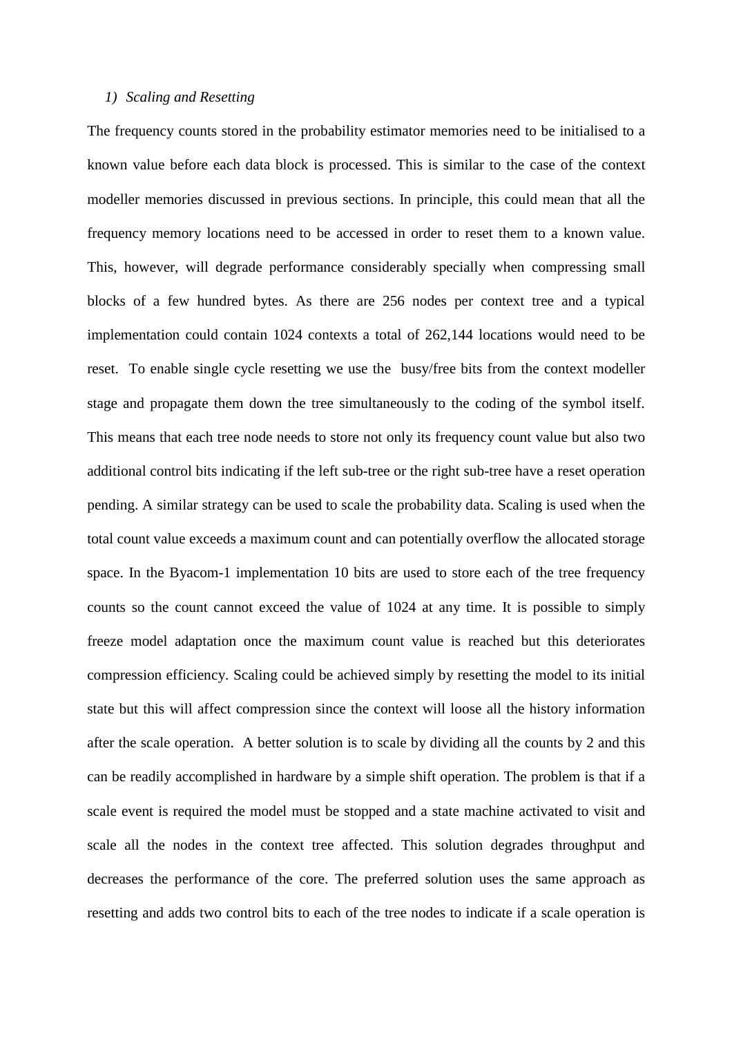### *1) Scaling and Resetting*

The frequency counts stored in the probability estimator memories need to be initialised to a known value before each data block is processed. This is similar to the case of the context modeller memories discussed in previous sections. In principle, this could mean that all the frequency memory locations need to be accessed in order to reset them to a known value. This, however, will degrade performance considerably specially when compressing small blocks of a few hundred bytes. As there are 256 nodes per context tree and a typical implementation could contain 1024 contexts a total of 262,144 locations would need to be reset. To enable single cycle resetting we use the busy/free bits from the context modeller stage and propagate them down the tree simultaneously to the coding of the symbol itself. This means that each tree node needs to store not only its frequency count value but also two additional control bits indicating if the left sub-tree or the right sub-tree have a reset operation pending. A similar strategy can be used to scale the probability data. Scaling is used when the total count value exceeds a maximum count and can potentially overflow the allocated storage space. In the Byacom-1 implementation 10 bits are used to store each of the tree frequency counts so the count cannot exceed the value of 1024 at any time. It is possible to simply freeze model adaptation once the maximum count value is reached but this deteriorates compression efficiency. Scaling could be achieved simply by resetting the model to its initial state but this will affect compression since the context will loose all the history information after the scale operation. A better solution is to scale by dividing all the counts by 2 and this can be readily accomplished in hardware by a simple shift operation. The problem is that if a scale event is required the model must be stopped and a state machine activated to visit and scale all the nodes in the context tree affected. This solution degrades throughput and decreases the performance of the core. The preferred solution uses the same approach as resetting and adds two control bits to each of the tree nodes to indicate if a scale operation is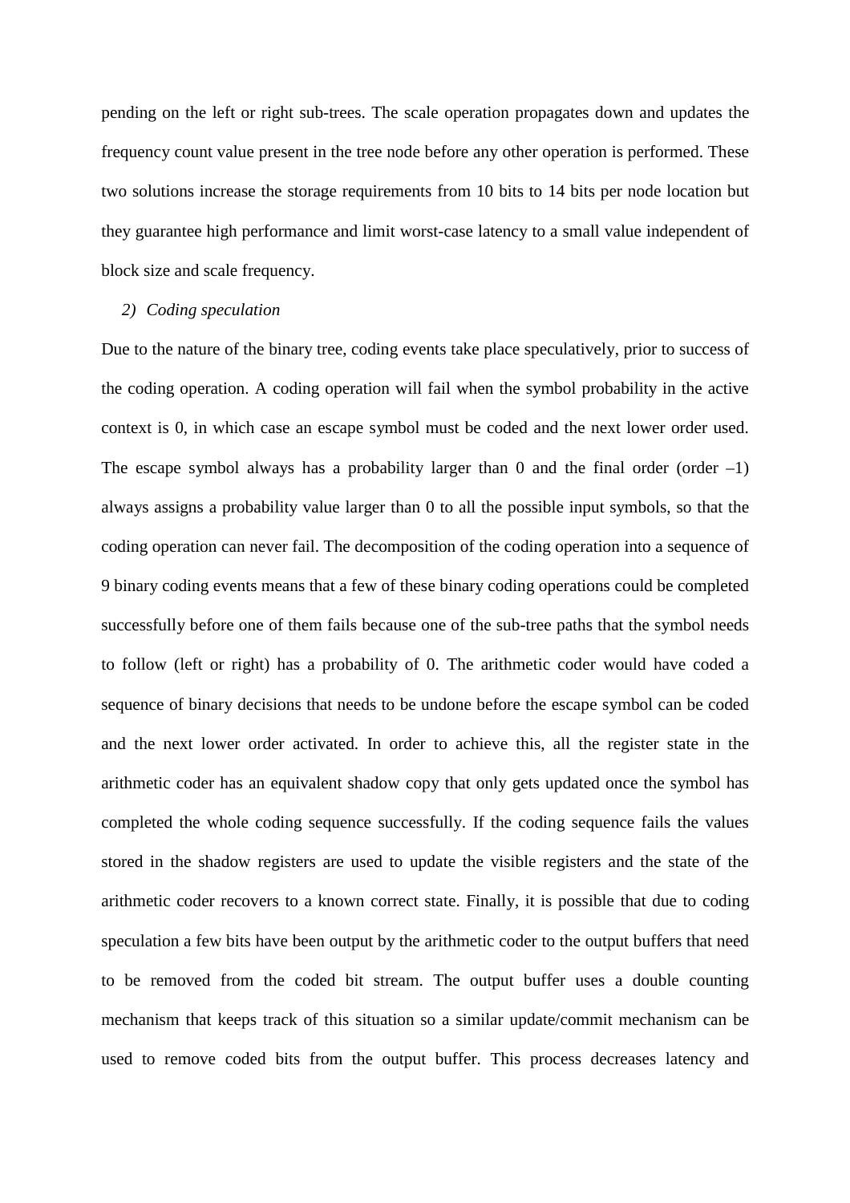pending on the left or right sub-trees. The scale operation propagates down and updates the frequency count value present in the tree node before any other operation is performed. These two solutions increase the storage requirements from 10 bits to 14 bits per node location but they guarantee high performance and limit worst-case latency to a small value independent of block size and scale frequency.

### 2) *Coding speculation*

Due to the nature of the binary tree, coding events take place speculatively, prior to success of the coding operation. A coding operation will fail when the symbol probability in the active context is 0, in which case an escape symbol must be coded and the next lower order used. The escape symbol always has a probability larger than 0 and the final order (order –1) always assigns a probability value larger than 0 to all the possible input symbols, so that the coding operation can never fail. The decomposition of the coding operation into a sequence of 9 binary coding events means that a few of these binary coding operations could be completed successfully before one of them fails because one of the sub-tree paths that the symbol needs to follow (left or right) has a probability of 0. The arithmetic coder would have coded a sequence of binary decisions that needs to be undone before the escape symbol can be coded and the next lower order activated. In order to achieve this, all the register state in the arithmetic coder has an equivalent shadow copy that only gets updated once the symbol has completed the whole coding sequence successfully. If the coding sequence fails the values stored in the shadow registers are used to update the visible registers and the state of the arithmetic coder recovers to a known correct state. Finally, it is possible that due to coding speculation a few bits have been output by the arithmetic coder to the output buffers that need to be removed from the coded bit stream. The output buffer uses a double counting mechanism that keeps track of this situation so a similar update/commit mechanism can be used to remove coded bits from the output buffer. This process decreases latency and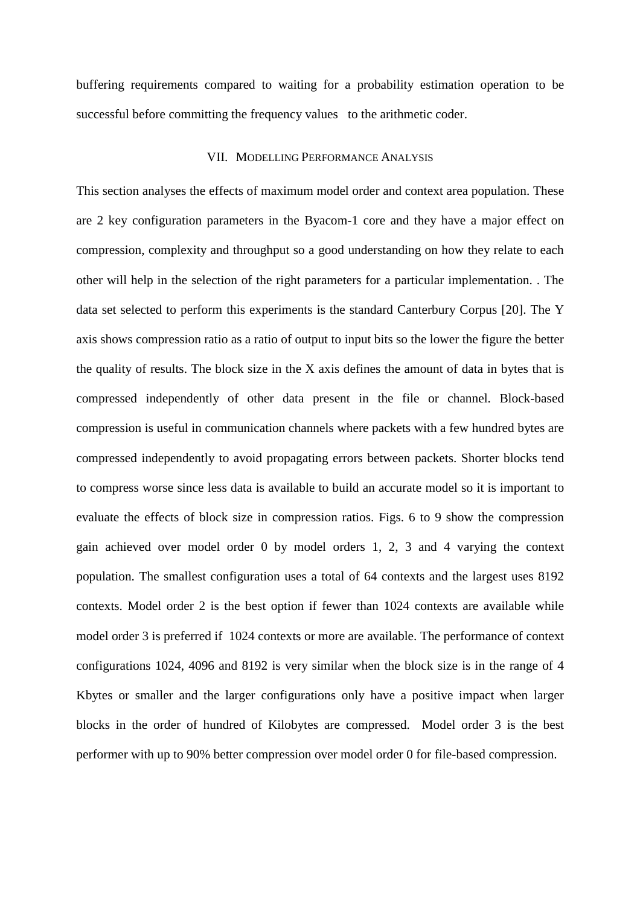buffering requirements compared to waiting for a probability estimation operation to be successful before committing the frequency values to the arithmetic coder.

## VII. Modelling Performance Analysis

This section analyses the effects of maximum model order and context area population. These are 2 key configuration parameters in the Byacom-1 core and they have a major effect on compression, complexity and throughput so a good understanding on how they relate to each other will help in the selection of the right parameters for a particular implementation. . The data set selected to perform this experiments is the standard Canterbury Corpus [20]. The Y axis shows compression ratio as a ratio of output to input bits so the lower the figure the better the quality of results. The block size in the X axis defines the amount of data in bytes that is compressed independently of other data present in the file or channel. Block-based compression is useful in communication channels where packets with a few hundred bytes are compressed independently to avoid propagating errors between packets. Shorter blocks tend to compress worse since less data is available to build an accurate model so it is important to evaluate the effects of block size in compression ratios. Figs. 6 to 9 show the compression gain achieved over model order 0 by model orders 1, 2, 3 and 4 varying the context population. The smallest configuration uses a total of 64 contexts and the largest uses 8192 contexts. Model order 2 is the best option if fewer than 1024 contexts are available while model order 3 is preferred if 1024 contexts or more are available. The performance of context configurations 1024, 4096 and 8192 is very similar when the block size is in the range of 4 Kbytes or smaller and the larger configurations only have a positive impact when larger blocks in the order of hundred of Kilobytes are compressed. Model order 3 is the best performer with up to 90% better compression over model order 0 for file-based compression.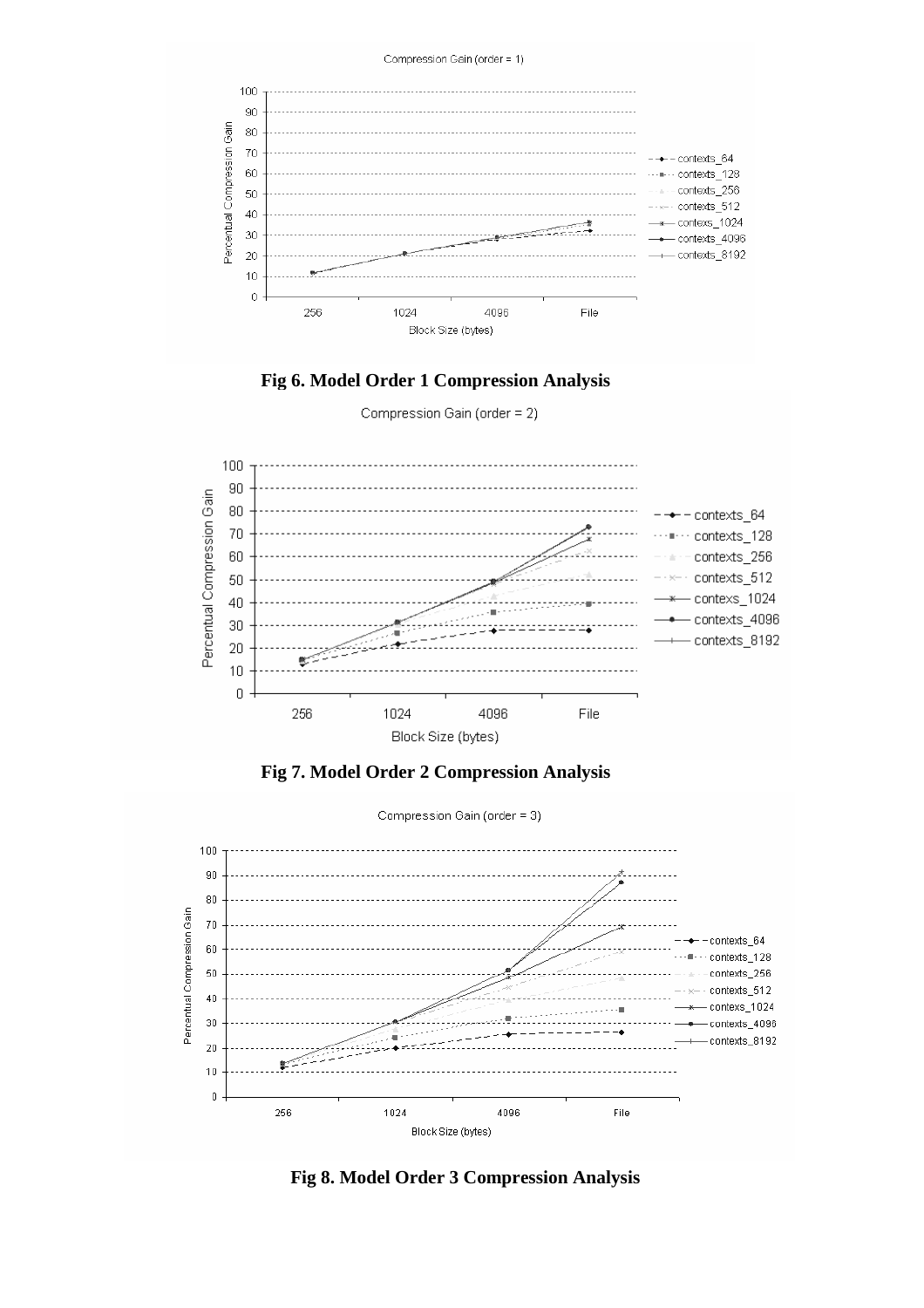**Fig 6. Model Order 1 Compression Analysis**

**Fig 7. Model Order 2 Compression Analysis**

**Fig 8. Model Order 3 Compression Analysis**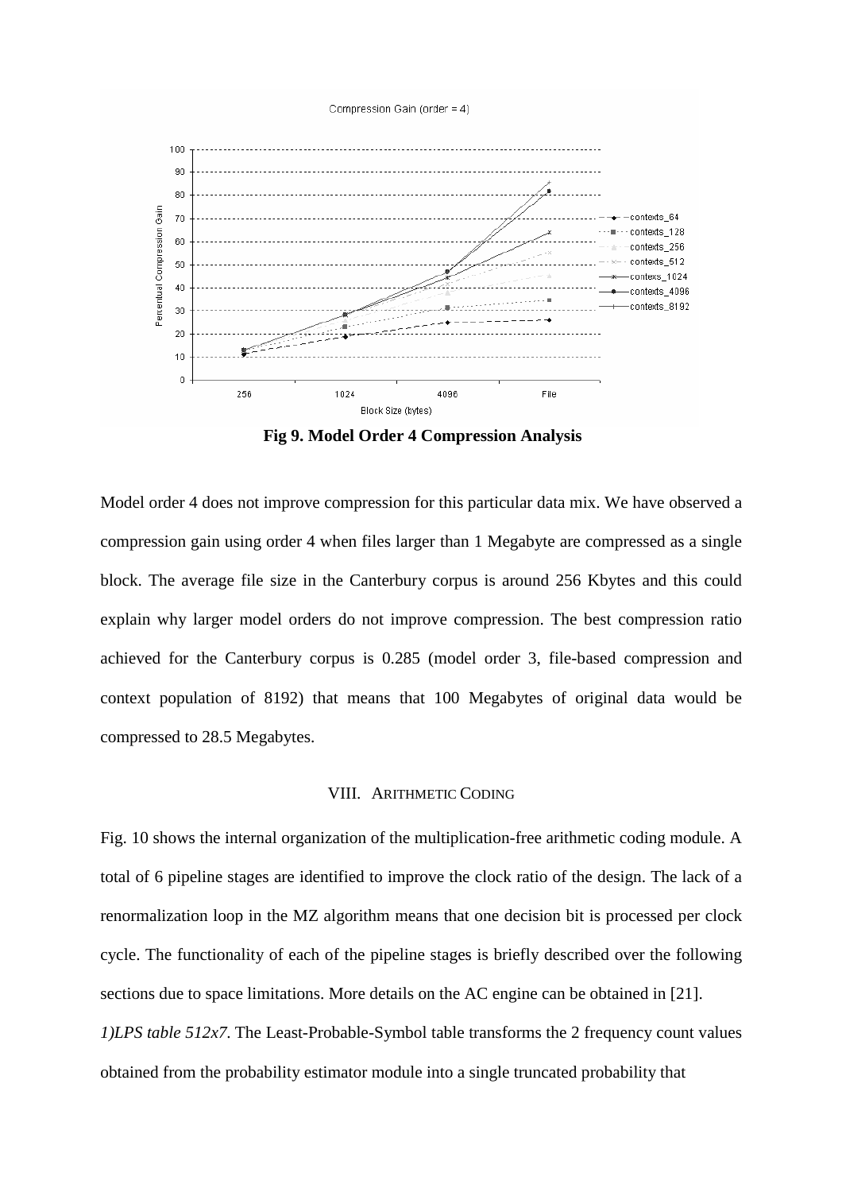Fig 9. Model Order 4 Compression Analysis

Model order 4 does not improve compression for this particular data mix. We have observed a compression gain using order 4 when files larger than 1 Megabyte are compressed as a single block. The average file size in the Canterbury corpus is around 256 Kbytes and this could explain why larger model orders do not improve compression. The best compression ratio achieved for the Canterbury corpus is 0.285 (model order 3, file-based compression and context population of 8192) that means that 100 Megabytes of original data would be compressed to 28.5 Megabytes.

## VIII. ARITHMETIC CODING

Fig. 10 shows the internal organization of the multiplication-free arithmetic coding module. A total of 6 pipeline stages are identified to improve the clock ratio of the design. The lack of a renormalization loop in the MZ algorithm means that one decision bit is processed per clock cycle. The functionality of each of the pipeline stages is briefly described over the following sections due to space limitations. More details on the AC engine can be obtained in [21].

*1)LPS table 512x7.* The Least-Probable-Symbol table transforms the 2 frequency count values obtained from the probability estimator module into a single truncated probability that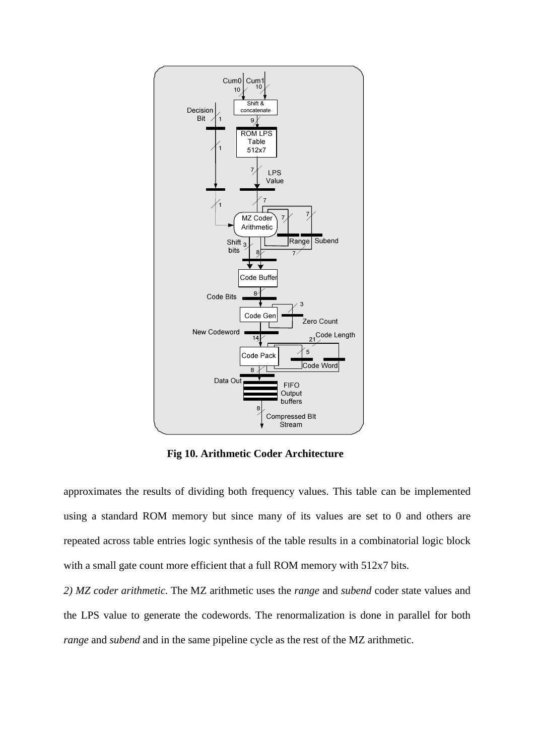**Fig 10. Arithmetic Coder Architecture**

approximates the results of dividing both frequency values. This table can be implemented using a standard ROM memory but since many of its values are set to 0 and others are repeated across table entries logic synthesis of the table results in a combinatorial logic block with a small gate count more efficient that a full ROM memory with 512x7 bits.

*2) MZ coder arithmetic.* The MZ arithmetic uses the *range* and *subend* coder state values and the LPS value to generate the codewords. The renormalization is done in parallel for both *range* and *subend* and in the same pipeline cycle as the rest of the MZ arithmetic.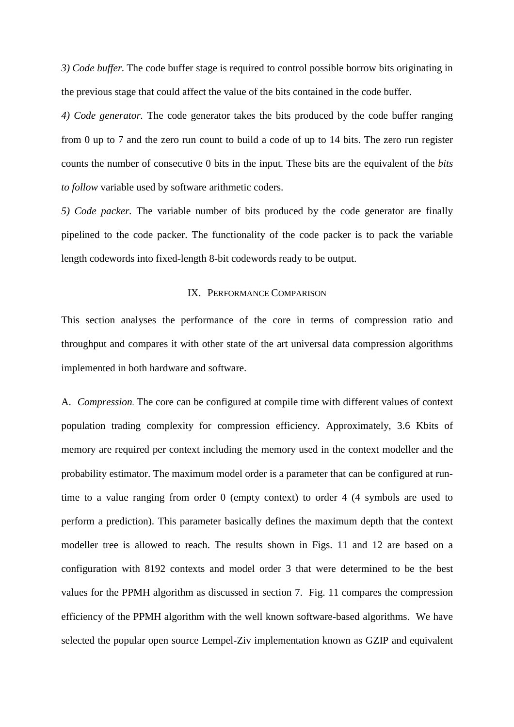*3) Code buffer.* The code buffer stage is required to control possible borrow bits originating in the previous stage that could affect the value of the bits contained in the code buffer.

*4) Code generator.* The code generator takes the bits produced by the code buffer ranging from 0 up to 7 and the zero run count to build a code of up to 14 bits. The zero run register counts the number of consecutive 0 bits in the input. These bits are the equivalent of the *bits to follow* variable used by software arithmetic coders.

*5) Code packer.* The variable number of bits produced by the code generator are finally pipelined to the code packer. The functionality of the code packer is to pack the variable length codewords into fixed-length 8-bit codewords ready to be output.

## IX. Performance Comparison

This section analyses the performance of the core in terms of compression ratio and throughput and compares it with other state of the art universal data compression algorithms implemented in both hardware and software.

A. *Compression.* The core can be configured at compile time with different values of context population trading complexity for compression efficiency. Approximately, 3.6 Kbits of memory are required per context including the memory used in the context modeller and the probability estimator. The maximum model order is a parameter that can be configured at run-time to a value ranging from order 0 (empty context) to order 4 (4 symbols are used to perform a prediction). This parameter basically defines the maximum depth that the context modeller tree is allowed to reach. The results shown in Figs. 11 and 12 are based on a configuration with 8192 contexts and model order 3 that were determined to be the best values for the PPMH algorithm as discussed in section 7. Fig. 11 compares the compression efficiency of the PPMH algorithm with the well known software-based algorithms. We have selected the popular open source Lempel-Ziv implementation known as GZIP and equivalent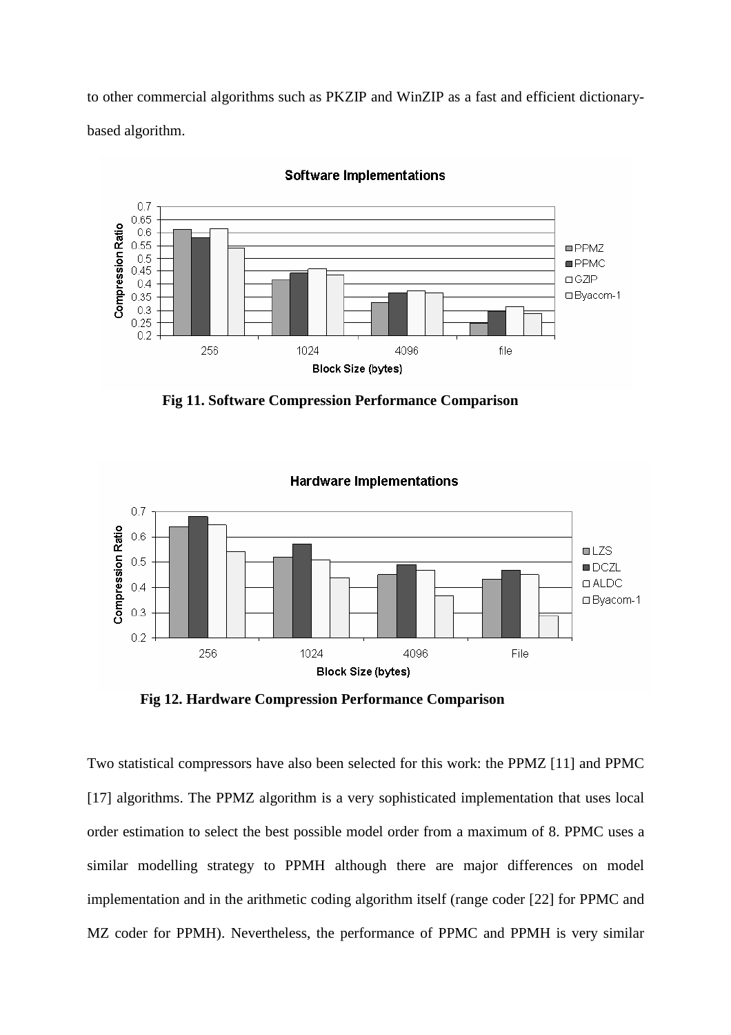to other commercial algorithms such as PKZIP and WinZIP as a fast and efficient dictionary-based algorithm.

**Fig 11. Software Compression Performance Comparison**

**Fig 12. Hardware Compression Performance Comparison**

Two statistical compressors have also been selected for this work: the PPMZ [11] and PPMC [17] algorithms. The PPMZ algorithm is a very sophisticated implementation that uses local order estimation to select the best possible model order from a maximum of 8. PPMC uses a similar modelling strategy to PPMH although there are major differences on model implementation and in the arithmetic coding algorithm itself (range coder [22] for PPMC and MZ coder for PPMH). Nevertheless, the performance of PPMC and PPMH is very similar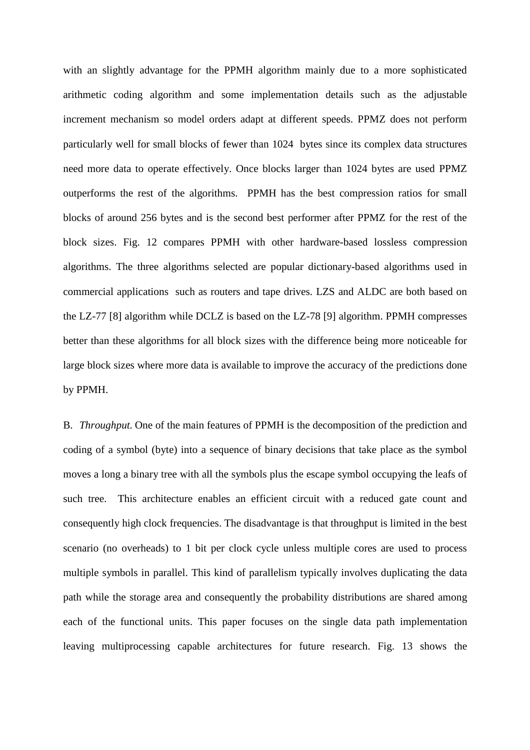with an slightly advantage for the PPMH algorithm mainly due to a more sophisticated arithmetic coding algorithm and some implementation details such as the adjustable increment mechanism so model orders adapt at different speeds. PPMZ does not perform particularly well for small blocks of fewer than 1024 bytes since its complex data structures need more data to operate effectively. Once blocks larger than 1024 bytes are used PPMZ outperforms the rest of the algorithms. PPMH has the best compression ratios for small blocks of around 256 bytes and is the second best performer after PPMZ for the rest of the block sizes. Fig. 12 compares PPMH with other hardware-based lossless compression algorithms. The three algorithms selected are popular dictionary-based algorithms used in commercial applications such as routers and tape drives. LZS and ALDC are both based on the LZ-77 [8] algorithm while DCLZ is based on the LZ-78 [9] algorithm. PPMH compresses better than these algorithms for all block sizes with the difference being more noticeable for large block sizes where more data is available to improve the accuracy of the predictions done by PPMH.

B. *Throughput.* One of the main features of PPMH is the decomposition of the prediction and coding of a symbol (byte) into a sequence of binary decisions that take place as the symbol moves a long a binary tree with all the symbols plus the escape symbol occupying the leafs of such tree. This architecture enables an efficient circuit with a reduced gate count and consequently high clock frequencies. The disadvantage is that throughput is limited in the best scenario (no overheads) to 1 bit per clock cycle unless multiple cores are used to process multiple symbols in parallel. This kind of parallelism typically involves duplicating the data path while the storage area and consequently the probability distributions are shared among each of the functional units. This paper focuses on the single data path implementation leaving multiprocessing capable architectures for future research. Fig. 13 shows the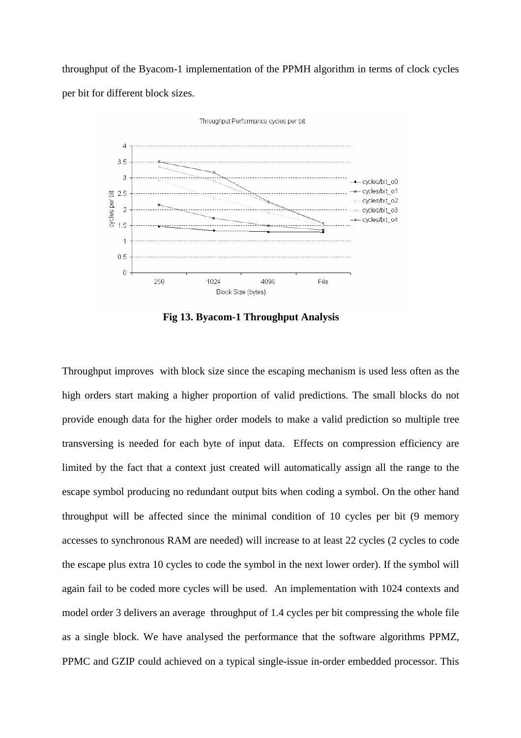throughput of the Byacom-1 implementation of the PPMH algorithm in terms of clock cycles per bit for different block sizes.

**Fig 13. Byacom-1 Throughput Analysis**

Throughput improves with block size since the escaping mechanism is used less often as the high orders start making a higher proportion of valid predictions. The small blocks do not provide enough data for the higher order models to make a valid prediction so multiple tree transversing is needed for each byte of input data. Effects on compression efficiency are limited by the fact that a context just created will automatically assign all the range to the escape symbol producing no redundant output bits when coding a symbol. On the other hand throughput will be affected since the minimal condition of 10 cycles per bit (9 memory accesses to synchronous RAM are needed) will increase to at least 22 cycles (2 cycles to code the escape plus extra 10 cycles to code the symbol in the next lower order). If the symbol will again fail to be coded more cycles will be used. An implementation with 1024 contexts and model order 3 delivers an average throughput of 1.4 cycles per bit compressing the whole file as a single block. We have analysed the performance that the software algorithms PPMZ, PPMC and GZIP could achieved on a typical single-issue in-order embedded processor. This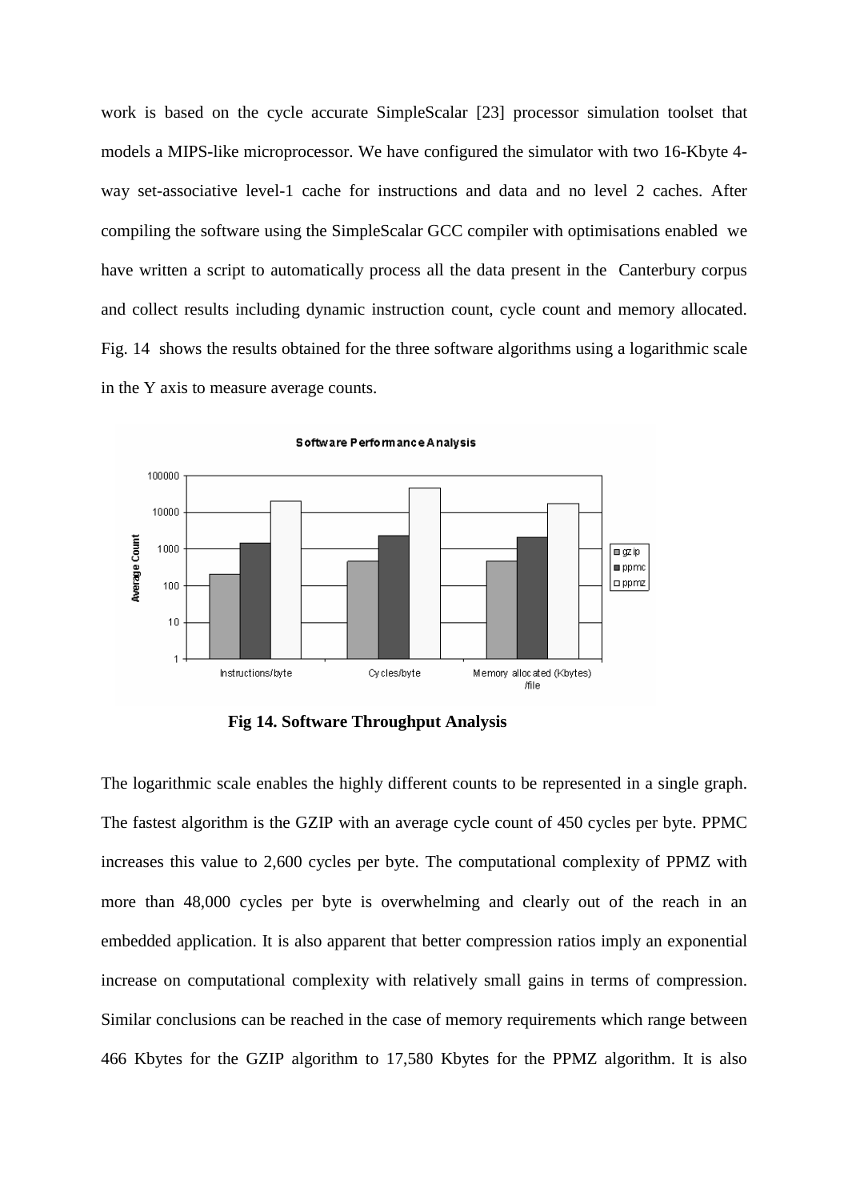work is based on the cycle accurate SimpleScalar [23] processor simulation toolset that models a MIPS-like microprocessor. We have configured the simulator with two 16-Kbyte 4-way set-associative level-1 cache for instructions and data and no level 2 caches. After compiling the software using the SimpleScalar GCC compiler with optimisations enabled we have written a script to automatically process all the data present in the Canterbury corpus and collect results including dynamic instruction count, cycle count and memory allocated. Fig. 14 shows the results obtained for the three software algorithms using a logarithmic scale in the Y axis to measure average counts.

**Fig 14. Software Throughput Analysis**

The logarithmic scale enables the highly different counts to be represented in a single graph. The fastest algorithm is the GZIP with an average cycle count of 450 cycles per byte. PPMC increases this value to 2,600 cycles per byte. The computational complexity of PPMZ with more than 48,000 cycles per byte is overwhelming and clearly out of the reach in an embedded application. It is also apparent that better compression ratios imply an exponential increase on computational complexity with relatively small gains in terms of compression. Similar conclusions can be reached in the case of memory requirements which range between 466 Kbytes for the GZIP algorithm to 17,580 Kbytes for the PPMZ algorithm. It is also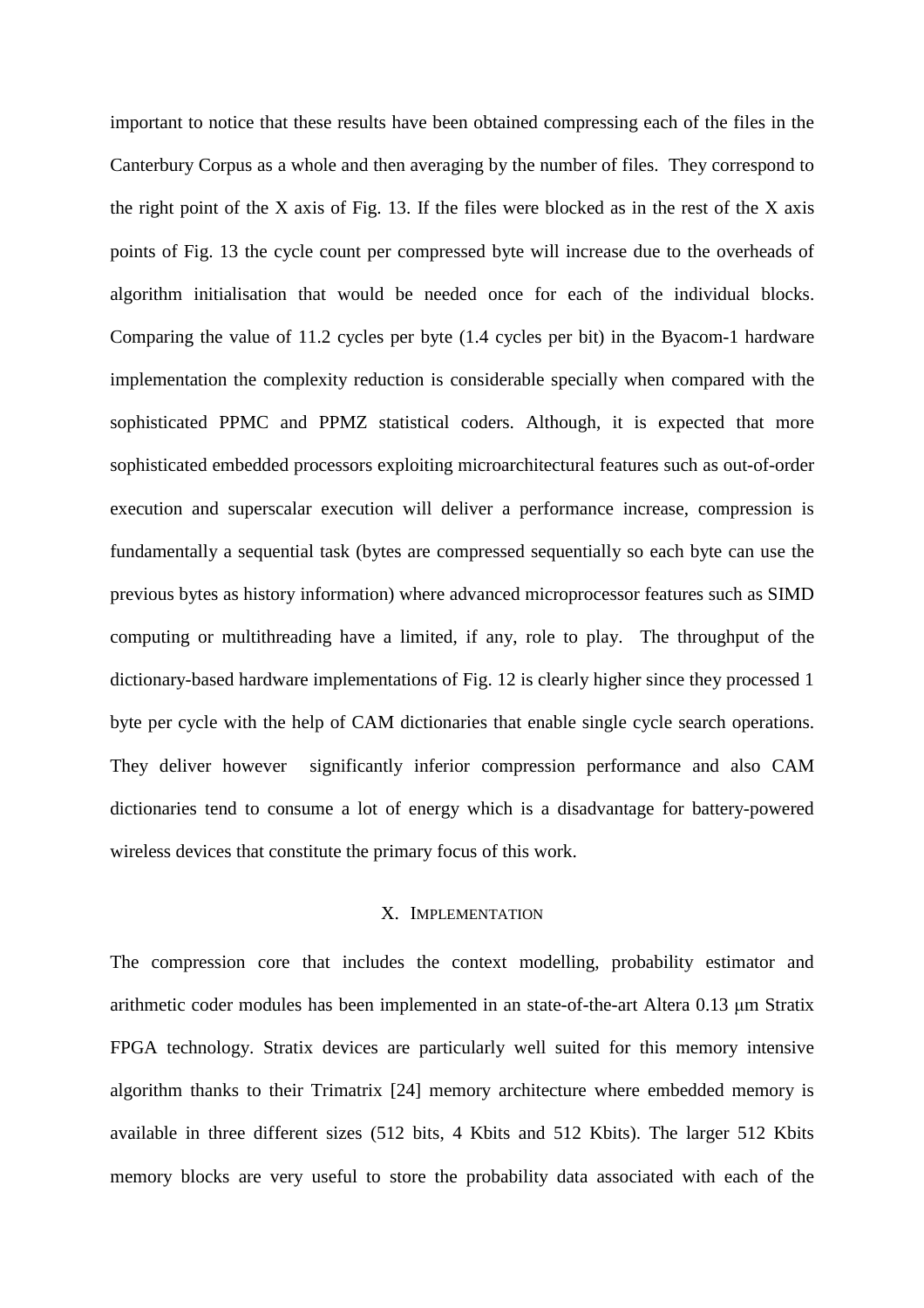important to notice that these results have been obtained compressing each of the files in the Canterbury Corpus as a whole and then averaging by the number of files. They correspond to the right point of the X axis of Fig. 13. If the files were blocked as in the rest of the X axis points of Fig. 13 the cycle count per compressed byte will increase due to the overheads of algorithm initialisation that would be needed once for each of the individual blocks. Comparing the value of 11.2 cycles per byte (1.4 cycles per bit) in the Byacom-1 hardware implementation the complexity reduction is considerable specially when compared with the sophisticated PPMC and PPMZ statistical coders. Although, it is expected that more sophisticated embedded processors exploiting microarchitectural features such as out-of-order execution and superscalar execution will deliver a performance increase, compression is fundamentally a sequential task (bytes are compressed sequentially so each byte can use the previous bytes as history information) where advanced microprocessor features such as SIMD computing or multithreading have a limited, if any, role to play. The throughput of the dictionary-based hardware implementations of Fig. 12 is clearly higher since they processed 1 byte per cycle with the help of CAM dictionaries that enable single cycle search operations. They deliver however significantly inferior compression performance and also CAM dictionaries tend to consume a lot of energy which is a disadvantage for battery-powered wireless devices that constitute the primary focus of this work.

## X. IMPLEMENTATION

The compression core that includes the context modelling, probability estimator and arithmetic coder modules has been implemented in an state-of-the-art Altera 0.13 μm Stratix FPGA technology. Stratix devices are particularly well suited for this memory intensive algorithm thanks to their Trimatrix [24] memory architecture where embedded memory is available in three different sizes (512 bits, 4 Kbits and 512 Kbits). The larger 512 Kbits memory blocks are very useful to store the probability data associated with each of the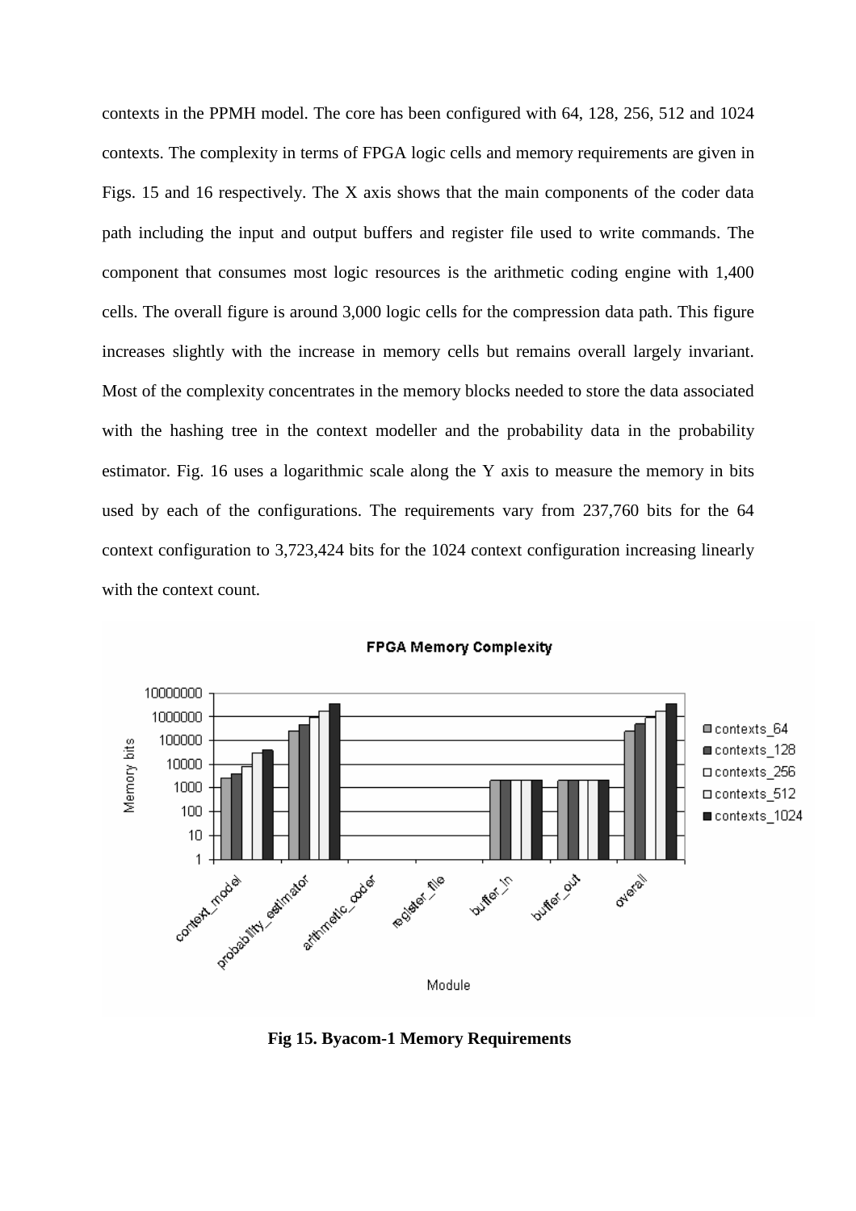contexts in the PPMH model. The core has been configured with 64, 128, 256, 512 and 1024 contexts. The complexity in terms of FPGA logic cells and memory requirements are given in Figs. 15 and 16 respectively. The X axis shows that the main components of the coder data path including the input and output buffers and register file used to write commands. The component that consumes most logic resources is the arithmetic coding engine with 1,400 cells. The overall figure is around 3,000 logic cells for the compression data path. This figure increases slightly with the increase in memory cells but remains overall largely invariant. Most of the complexity concentrates in the memory blocks needed to store the data associated with the hashing tree in the context modeller and the probability data in the probability estimator. Fig. 16 uses a logarithmic scale along the Y axis to measure the memory in bits used by each of the configurations. The requirements vary from 237,760 bits for the 64 context configuration to 3,723,424 bits for the 1024 context configuration increasing linearly with the context count.

**Fig 15. Byacom-1 Memory Requirements**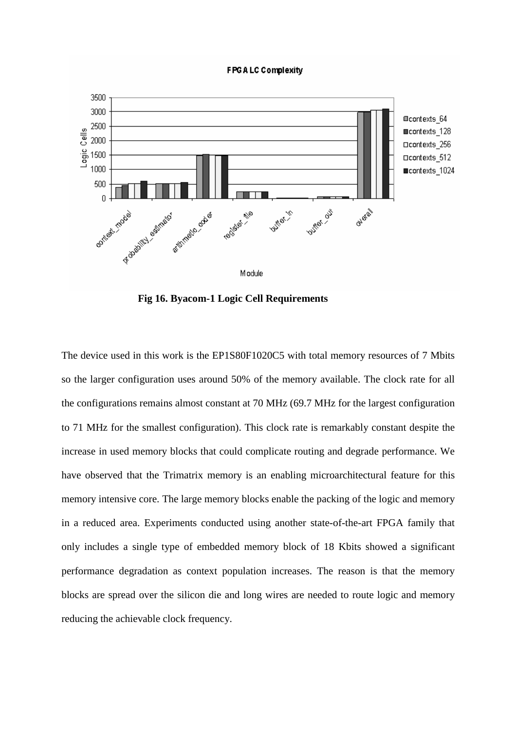**Fig 16. Byacom-1 Logic Cell Requirements**

The device used in this work is the EP1S80F1020C5 with total memory resources of 7 Mbits so the larger configuration uses around 50% of the memory available. The clock rate for all the configurations remains almost constant at 70 MHz (69.7 MHz for the largest configuration to 71 MHz for the smallest configuration). This clock rate is remarkably constant despite the increase in used memory blocks that could complicate routing and degrade performance. We have observed that the Trimatrix memory is an enabling microarchitectural feature for this memory intensive core. The large memory blocks enable the packing of the logic and memory in a reduced area. Experiments conducted using another state-of-the-art FPGA family that only includes a single type of embedded memory block of 18 Kbits showed a significant performance degradation as context population increases. The reason is that the memory blocks are spread over the silicon die and long wires are needed to route logic and memory reducing the achievable clock frequency.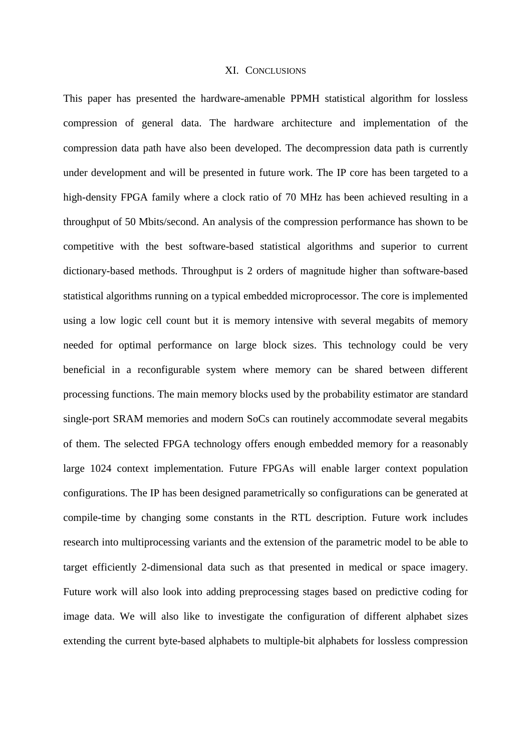## XI. Conclusions

This paper has presented the hardware-amenable PPMH statistical algorithm for lossless compression of general data. The hardware architecture and implementation of the compression data path have also been developed. The decompression data path is currently under development and will be presented in future work. The IP core has been targeted to a high-density FPGA family where a clock ratio of 70 MHz has been achieved resulting in a throughput of 50 Mbits/second. An analysis of the compression performance has shown to be competitive with the best software-based statistical algorithms and superior to current dictionary-based methods. Throughput is 2 orders of magnitude higher than software-based statistical algorithms running on a typical embedded microprocessor. The core is implemented using a low logic cell count but it is memory intensive with several megabits of memory needed for optimal performance on large block sizes. This technology could be very beneficial in a reconfigurable system where memory can be shared between different processing functions. The main memory blocks used by the probability estimator are standard single-port SRAM memories and modern SoCs can routinely accommodate several megabits of them. The selected FPGA technology offers enough embedded memory for a reasonably large 1024 context implementation. Future FPGAs will enable larger context population configurations. The IP has been designed parametrically so configurations can be generated at compile-time by changing some constants in the RTL description. Future work includes research into multiprocessing variants and the extension of the parametric model to be able to target efficiently 2-dimensional data such as that presented in medical or space imagery. Future work will also look into adding preprocessing stages based on predictive coding for image data. We will also like to investigate the configuration of different alphabet sizes extending the current byte-based alphabets to multiple-bit alphabets for lossless compression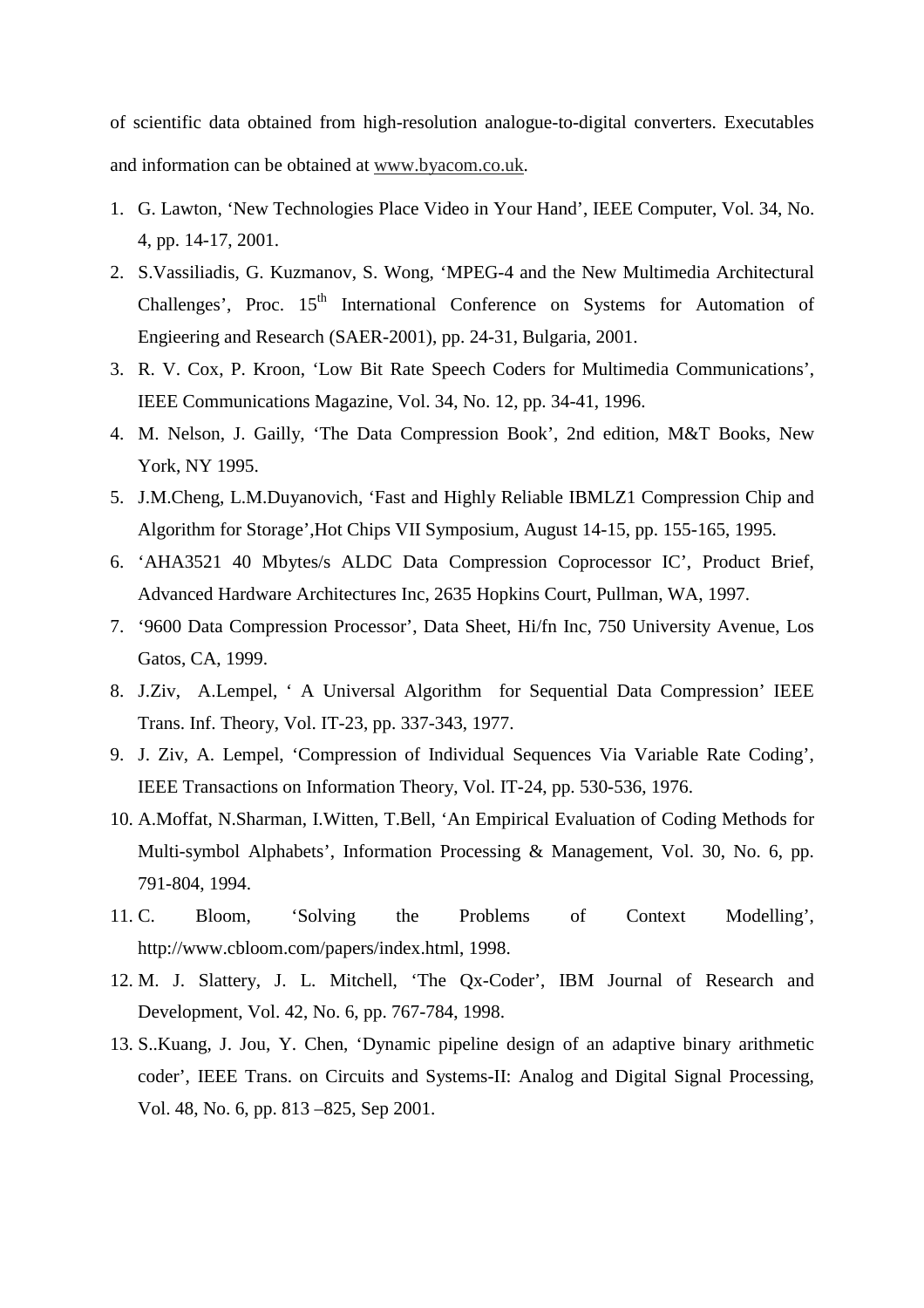of scientific data obtained from high-resolution analogue-to-digital converters. Executables and information can be obtained at www.byacom.co.uk.

1. G. Lawton, 'New Technologies Place Video in Your Hand', IEEE Computer, Vol. 34, No. 4, pp. 14-17, 2001.
2. S.Vassiliadis, G. Kuzmanov, S. Wong, 'MPEG-4 and the New Multimedia Architectural Challenges', Proc. 15th International Conference on Systems for Automation of Engieering and Research (SAER-2001), pp. 24-31, Bulgaria, 2001.
3. R. V. Cox, P. Kroon, 'Low Bit Rate Speech Coders for Multimedia Communications', IEEE Communications Magazine, Vol. 34, No. 12, pp. 34-41, 1996.
4. M. Nelson, J. Gailly, 'The Data Compression Book', 2nd edition, M&T Books, New York, NY 1995.
5. J.M.Cheng, L.M.Duyanovich, 'Fast and Highly Reliable IBMLZ1 Compression Chip and Algorithm for Storage',Hot Chips VII Symposium, August 14-15, pp. 155-165, 1995.
6. 'AHA3521 40 Mbytes/s ALDC Data Compression Coprocessor IC', Product Brief, Advanced Hardware Architectures Inc, 2635 Hopkins Court, Pullman, WA, 1997.
7. '9600 Data Compression Processor', Data Sheet, Hi/fn Inc, 750 University Avenue, Los Gatos, CA, 1999.
8. J.Ziv, A.Lempel, ' A Universal Algorithm for Sequential Data Compression' IEEE Trans. Inf. Theory, Vol. IT-23, pp. 337-343, 1977.
9. J. Ziv, A. Lempel, 'Compression of Individual Sequences Via Variable Rate Coding', IEEE Transactions on Information Theory, Vol. IT-24, pp. 530-536, 1976.
10. A.Moffat, N.Sharman, I.Witten, T.Bell, 'An Empirical Evaluation of Coding Methods for Multi-symbol Alphabets', Information Processing & Management, Vol. 30, No. 6, pp. 791-804, 1994.
11. C. Bloom, 'Solving the Problems of Context Modelling', http://www.cbloom.com/papers/index.html, 1998.
12. M. J. Slattery, J. L. Mitchell, 'The Qx-Coder', IBM Journal of Research and Development, Vol. 42, No. 6, pp. 767-784, 1998.
13. S..Kuang, J. Jou, Y. Chen, 'Dynamic pipeline design of an adaptive binary arithmetic coder', IEEE Trans. on Circuits and Systems-II: Analog and Digital Signal Processing, Vol. 48, No. 6, pp. 813 –825, Sep 2001.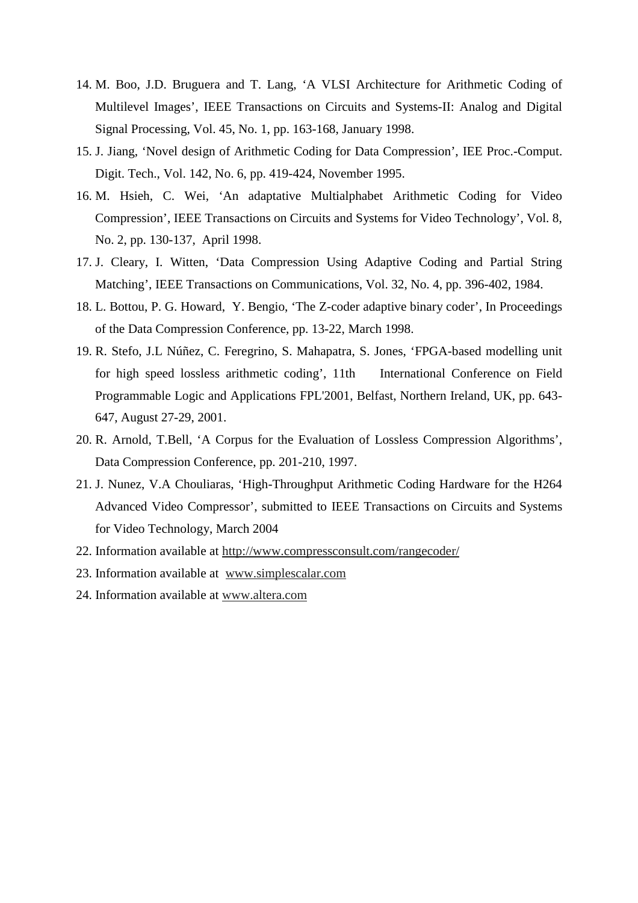14. M. Boo, J.D. Bruguera and T. Lang, 'A VLSI Architecture for Arithmetic Coding of Multilevel Images', IEEE Transactions on Circuits and Systems-II: Analog and Digital Signal Processing, Vol. 45, No. 1, pp. 163-168, January 1998.
15. J. Jiang, 'Novel design of Arithmetic Coding for Data Compression', IEE Proc.-Comput. Digit. Tech., Vol. 142, No. 6, pp. 419-424, November 1995.
16. M. Hsieh, C. Wei, 'An adaptative Multialphabet Arithmetic Coding for Video Compression', IEEE Transactions on Circuits and Systems for Video Technology', Vol. 8, No. 2, pp. 130-137, April 1998.
17. J. Cleary, I. Witten, 'Data Compression Using Adaptive Coding and Partial String Matching', IEEE Transactions on Communications, Vol. 32, No. 4, pp. 396-402, 1984.
18. L. Bottou, P. G. Howard, Y. Bengio, 'The Z-coder adaptive binary coder', In Proceedings of the Data Compression Conference, pp. 13-22, March 1998.
19. R. Stefo, J.L Núñez, C. Feregrino, S. Mahapatra, S. Jones, 'FPGA-based modelling unit for high speed lossless arithmetic coding', 11th International Conference on Field Programmable Logic and Applications FPL'2001, Belfast, Northern Ireland, UK, pp. 643-647, August 27-29, 2001.
20. R. Arnold, T.Bell, 'A Corpus for the Evaluation of Lossless Compression Algorithms', Data Compression Conference, pp. 201-210, 1997.
21. J. Nunez, V.A Chouliaras, 'High-Throughput Arithmetic Coding Hardware for the H264 Advanced Video Compressor', submitted to IEEE Transactions on Circuits and Systems for Video Technology, March 2004
22. Information available at http://www.compressconsult.com/rangecoder/
23. Information available at www.simplescalar.com
24. Information available at www.altera.com